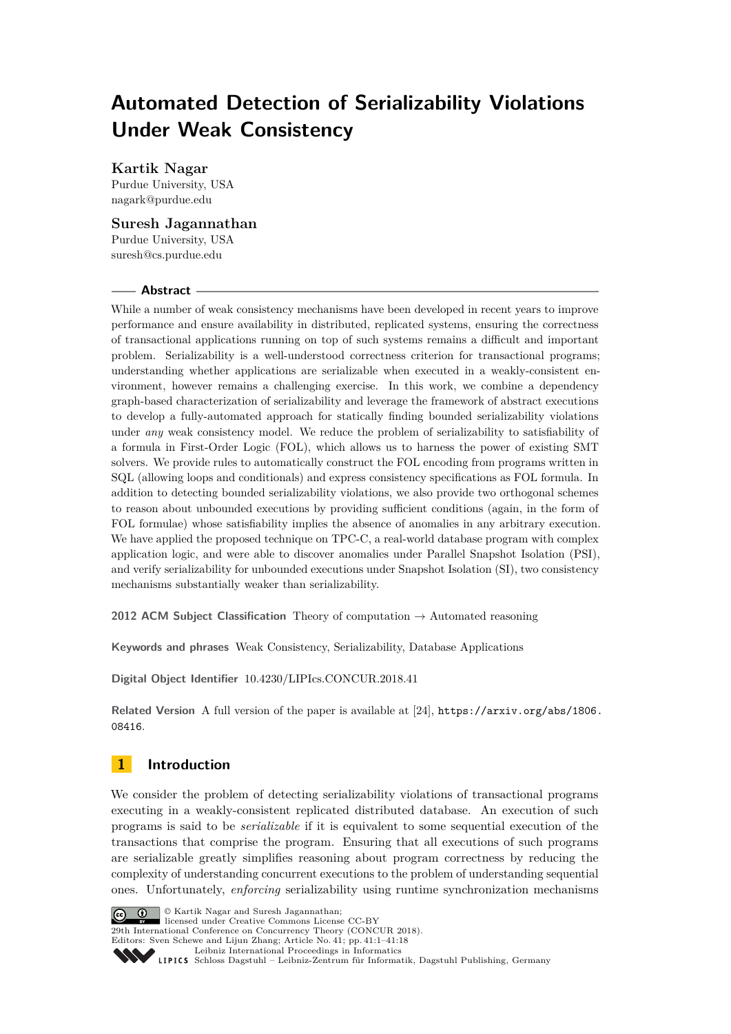# Automated Detection of Serializability Violations Under Weak Consistency

**Kartik Nagar**
Purdue University, USA
nagark@purdue.edu

**Suresh Jagannathan**
Purdue University, USA
suresh@cs.purdue.edu

## Abstract

While a number of weak consistency mechanisms have been developed in recent years to improve performance and ensure availability in distributed, replicated systems, ensuring the correctness of transactional applications running on top of such systems remains a difficult and important problem. Serializability is a well-understood correctness criterion for transactional programs; understanding whether applications are serializable when executed in a weakly-consistent environment, however remains a challenging exercise. In this work, we combine a dependency graph-based characterization of serializability and leverage the framework of abstract executions to develop a fully-automated approach for statically finding bounded serializability violations under *any* weak consistency model. We reduce the problem of serializability to satisfiability of a formula in First-Order Logic (FOL), which allows us to harness the power of existing SMT solvers. We provide rules to automatically construct the FOL encoding from programs written in SQL (allowing loops and conditionals) and express consistency specifications as FOL formula. In addition to detecting bounded serializability violations, we also provide two orthogonal schemes to reason about unbounded executions by providing sufficient conditions (again, in the form of FOL formulae) whose satisfiability implies the absence of anomalies in any arbitrary execution. We have applied the proposed technique on TPC-C, a real-world database program with complex application logic, and were able to discover anomalies under Parallel Snapshot Isolation (PSI), and verify serializability for unbounded executions under Snapshot Isolation (SI), two consistency mechanisms substantially weaker than serializability.

**2012 ACM Subject Classification** Theory of computation → Automated reasoning

**Keywords and phrases** Weak Consistency, Serializability, Database Applications

**Digital Object Identifier** 10.4230/LIPIcs.CONCUR.2018.41

**Related Version** A full version of the paper is available at [24], https://arxiv.org/abs/1806.08416.

## 1 Introduction

We consider the problem of detecting serializability violations of transactional programs executing in a weakly-consistent replicated distributed database. An execution of such programs is said to be *serializable* if it is equivalent to some sequential execution of the transactions that comprise the program. Ensuring that all executions of such programs are serializable greatly simplifies reasoning about program correctness by reducing the complexity of understanding concurrent executions to the problem of understanding sequential ones. Unfortunately, *enforcing* serializability using runtime synchronization mechanisms

© Kartik Nagar and Suresh Jagannathan;
licensed under Creative Commons License CC-BY
29th International Conference on Concurrency Theory (CONCUR 2018).
Editors: Sven Schewe and Lijun Zhang; Article No. 41; pp. 41:1–41:18
Leibniz International Proceedings in Informatics
Schloss Dagstuhl – Leibniz-Zentrum für Informatik, Dagstuhl Publishing, Germany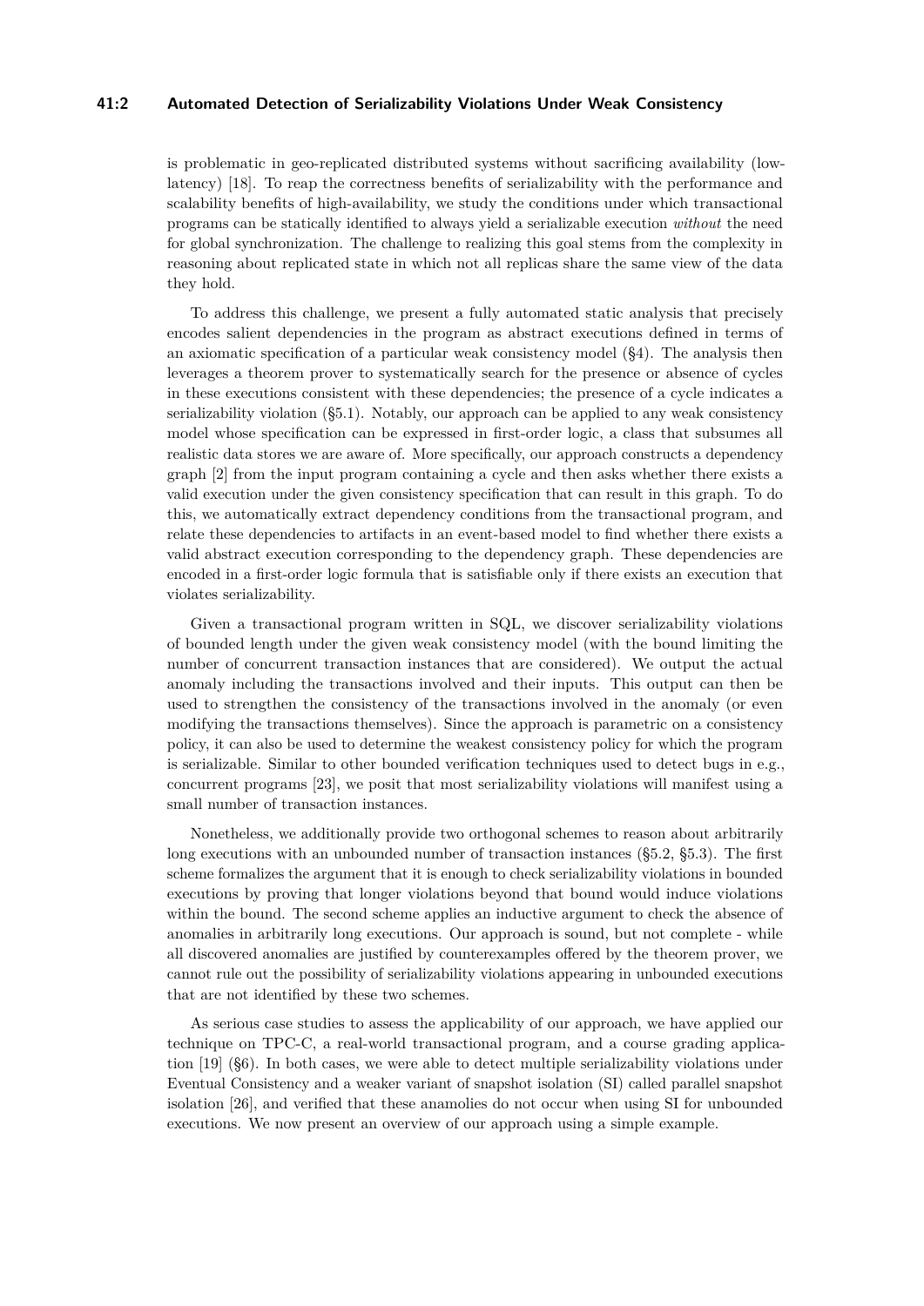is problematic in geo-replicated distributed systems without sacrificing availability (low-latency) [18]. To reap the correctness benefits of serializability with the performance and scalability benefits of high-availability, we study the conditions under which transactional programs can be statically identified to always yield a serializable execution *without* the need for global synchronization. The challenge to realizing this goal stems from the complexity in reasoning about replicated state in which not all replicas share the same view of the data they hold.

To address this challenge, we present a fully automated static analysis that precisely encodes salient dependencies in the program as abstract executions defined in terms of an axiomatic specification of a particular weak consistency model (§4). The analysis then leverages a theorem prover to systematically search for the presence or absence of cycles in these executions consistent with these dependencies; the presence of a cycle indicates a serializability violation (§5.1). Notably, our approach can be applied to any weak consistency model whose specification can be expressed in first-order logic, a class that subsumes all realistic data stores we are aware of. More specifically, our approach constructs a dependency graph [2] from the input program containing a cycle and then asks whether there exists a valid execution under the given consistency specification that can result in this graph. To do this, we automatically extract dependency conditions from the transactional program, and relate these dependencies to artifacts in an event-based model to find whether there exists a valid abstract execution corresponding to the dependency graph. These dependencies are encoded in a first-order logic formula that is satisfiable only if there exists an execution that violates serializability.

Given a transactional program written in SQL, we discover serializability violations of bounded length under the given weak consistency model (with the bound limiting the number of concurrent transaction instances that are considered). We output the actual anomaly including the transactions involved and their inputs. This output can then be used to strengthen the consistency of the transactions involved in the anomaly (or even modifying the transactions themselves). Since the approach is parametric on a consistency policy, it can also be used to determine the weakest consistency policy for which the program is serializable. Similar to other bounded verification techniques used to detect bugs in e.g., concurrent programs [23], we posit that most serializability violations will manifest using a small number of transaction instances.

Nonetheless, we additionally provide two orthogonal schemes to reason about arbitrarily long executions with an unbounded number of transaction instances (§5.2, §5.3). The first scheme formalizes the argument that it is enough to check serializability violations in bounded executions by proving that longer violations beyond that bound would induce violations within the bound. The second scheme applies an inductive argument to check the absence of anomalies in arbitrarily long executions. Our approach is sound, but not complete - while all discovered anomalies are justified by counterexamples offered by the theorem prover, we cannot rule out the possibility of serializability violations appearing in unbounded executions that are not identified by these two schemes.

As serious case studies to assess the applicability of our approach, we have applied our technique on TPC-C, a real-world transactional program, and a course grading application [19] (§6). In both cases, we were able to detect multiple serializability violations under Eventual Consistency and a weaker variant of snapshot isolation (SI) called parallel snapshot isolation [26], and verified that these anamolies do not occur when using SI for unbounded executions. We now present an overview of our approach using a simple example.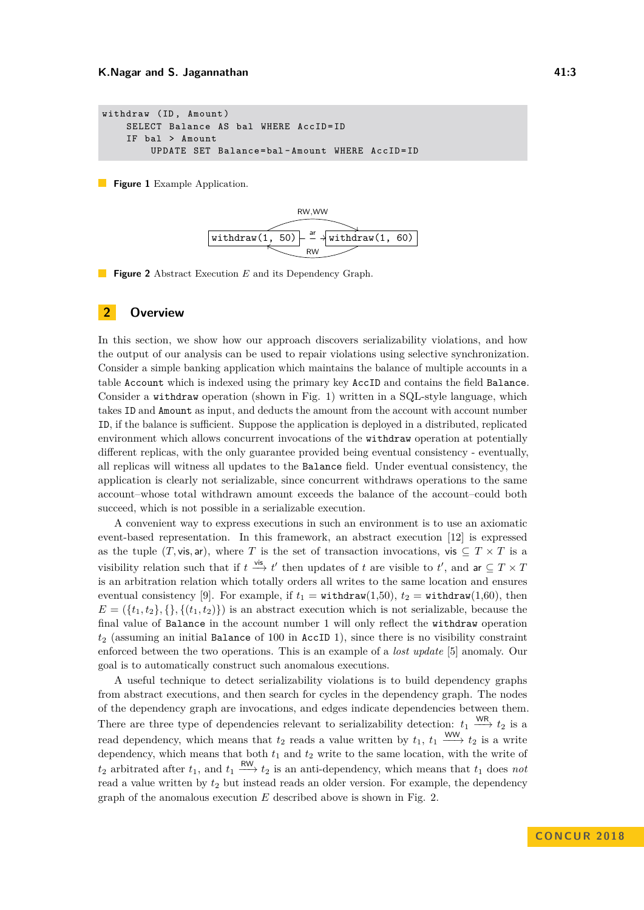```
withdraw (ID, Amount)
    SELECT Balance AS bal WHERE AccID=ID
    IF bal > Amount
        UPDATE SET Balance=bal-Amount WHERE AccID=ID
```

**Figure 1** Example Application.

**Figure 2** Abstract Execution $E$ and its Dependency Graph.

## 2 Overview

In this section, we show how our approach discovers serializability violations, and how the output of our analysis can be used to repair violations using selective synchronization. Consider a simple banking application which maintains the balance of multiple accounts in a table `Account` which is indexed using the primary key `AccID` and contains the field `Balance`. Consider a `withdraw` operation (shown in Fig. 1) written in a SQL-style language, which takes `ID` and `Amount` as input, and deducts the amount from the account with account number `ID`, if the balance is sufficient. Suppose the application is deployed in a distributed, replicated environment which allows concurrent invocations of the `withdraw` operation at potentially different replicas, with the only guarantee provided being eventual consistency - eventually, all replicas will witness all updates to the `Balance` field. Under eventual consistency, the application is clearly not serializable, since concurrent withdraws operations to the same account–whose total withdrawn amount exceeds the balance of the account–could both succeed, which is not possible in a serializable execution.

A convenient way to express executions in such an environment is to use an axiomatic event-based representation. In this framework, an abstract execution [12] is expressed as the tuple $(T, \mathsf{vis}, \mathsf{ar})$, where $T$ is the set of transaction invocations, $\mathsf{vis} \subseteq T \times T$ is a visibility relation such that if $t \xrightarrow{\mathsf{vis}} t'$ then updates of $t$ are visible to $t'$, and $\mathsf{ar} \subseteq T \times T$ is an arbitration relation which totally orders all writes to the same location and ensures eventual consistency [9]. For example, if $t_1 = \texttt{withdraw}(1{,}50)$, $t_2 = \texttt{withdraw}(1{,}60)$, then $E = (\{t_1, t_2\}, \{\}, \{(t_1, t_2)\})$ is an abstract execution which is not serializable, because the final value of `Balance` in the account number 1 will only reflect the `withdraw` operation $t_2$ (assuming an initial `Balance` of 100 in `AccID` 1), since there is no visibility constraint enforced between the two operations. This is an example of a *lost update* [5] anomaly. Our goal is to automatically construct such anomalous executions.

A useful technique to detect serializability violations is to build dependency graphs from abstract executions, and then search for cycles in the dependency graph. The nodes of the dependency graph are invocations, and edges indicate dependencies between them. There are three type of dependencies relevant to serializability detection: $t_1 \xrightarrow{\mathsf{WR}} t_2$ is a read dependency, which means that $t_2$ reads a value written by $t_1$, $t_1 \xrightarrow{\mathsf{WW}} t_2$ is a write dependency, which means that both $t_1$ and $t_2$ write to the same location, with the write of $t_2$ arbitrated after $t_1$, and $t_1 \xrightarrow{\mathsf{RW}} t_2$ is an anti-dependency, which means that $t_1$ does *not* read a value written by $t_2$ but instead reads an older version. For example, the dependency graph of the anomalous execution $E$ described above is shown in Fig. 2.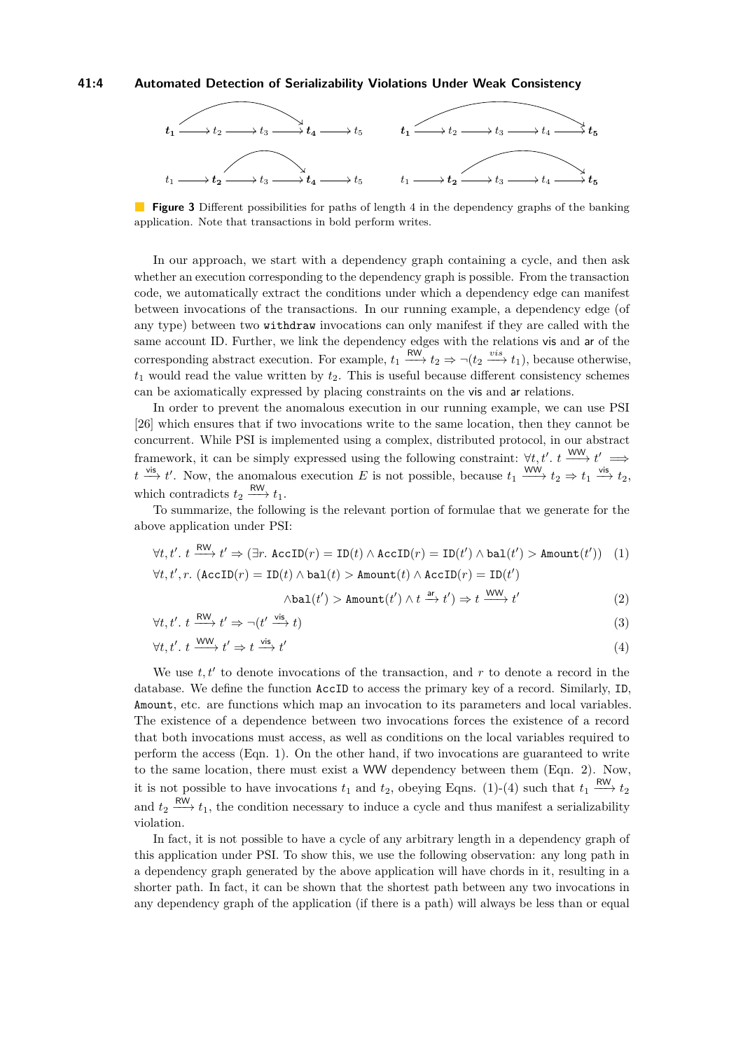**Figure 3** Different possibilities for paths of length 4 in the dependency graphs of the banking application. Note that transactions in bold perform writes.

In our approach, we start with a dependency graph containing a cycle, and then ask whether an execution corresponding to the dependency graph is possible. From the transaction code, we automatically extract the conditions under which a dependency edge can manifest between invocations of the transactions. In our running example, a dependency edge (of any type) between two `withdraw` invocations can only manifest if they are called with the same account ID. Further, we link the dependency edges with the relations vis and ar of the corresponding abstract execution. For example, $t_1 \xrightarrow{\mathsf{RW}} t_2 \Rightarrow \neg(t_2 \xrightarrow{vis} t_1)$, because otherwise, $t_1$ would read the value written by $t_2$. This is useful because different consistency schemes can be axiomatically expressed by placing constraints on the vis and ar relations.

In order to prevent the anomalous execution in our running example, we can use PSI [26] which ensures that if two invocations write to the same location, then they cannot be concurrent. While PSI is implemented using a complex, distributed protocol, in our abstract framework, it can be simply expressed using the following constraint: $\forall t, t'.\ t \xrightarrow{\mathsf{WW}} t' \implies t \xrightarrow{\mathsf{vis}} t'$. Now, the anomalous execution $E$ is not possible, because $t_1 \xrightarrow{\mathsf{WW}} t_2 \Rightarrow t_1 \xrightarrow{\mathsf{vis}} t_2$, which contradicts $t_2 \xrightarrow{\mathsf{RW}} t_1$.

To summarize, the following is the relevant portion of formulae that we generate for the above application under PSI:

$$\forall t, t'.\ t \xrightarrow{\mathsf{RW}} t' \Rightarrow (\exists r.\ \mathtt{AccID}(r) = \mathtt{ID}(t) \wedge \mathtt{AccID}(r) = \mathtt{ID}(t') \wedge \mathtt{bal}(t') > \mathtt{Amount}(t')) \quad (1)$$

$$\forall t, t', r.\ (\mathtt{AccID}(r) = \mathtt{ID}(t) \wedge \mathtt{bal}(t) > \mathtt{Amount}(t) \wedge \mathtt{AccID}(r) = \mathtt{ID}(t') \wedge \mathtt{bal}(t') > \mathtt{Amount}(t') \wedge t \xrightarrow{\mathsf{ar}} t') \Rightarrow t \xrightarrow{\mathsf{WW}} t' \quad (2)$$

$$\forall t, t'.\ t \xrightarrow{\mathsf{RW}} t' \Rightarrow \neg(t' \xrightarrow{\mathsf{vis}} t) \quad (3)$$

$$\forall t, t'.\ t \xrightarrow{\mathsf{WW}} t' \Rightarrow t \xrightarrow{\mathsf{vis}} t' \quad (4)$$

We use $t, t'$ to denote invocations of the transaction, and $r$ to denote a record in the database. We define the function `AccID` to access the primary key of a record. Similarly, `ID`, `Amount`, etc. are functions which map an invocation to its parameters and local variables. The existence of a dependence between two invocations forces the existence of a record that both invocations must access, as well as conditions on the local variables required to perform the access (Eqn. 1). On the other hand, if two invocations are guaranteed to write to the same location, there must exist a WW dependency between them (Eqn. 2). Now, it is not possible to have invocations $t_1$ and $t_2$, obeying Eqns. (1)-(4) such that $t_1 \xrightarrow{\mathsf{RW}} t_2$ and $t_2 \xrightarrow{\mathsf{RW}} t_1$, the condition necessary to induce a cycle and thus manifest a serializability violation.

In fact, it is not possible to have a cycle of any arbitrary length in a dependency graph of this application under PSI. To show this, we use the following observation: any long path in a dependency graph generated by the above application will have chords in it, resulting in a shorter path. In fact, it can be shown that the shortest path between any two invocations in any dependency graph of the application (if there is a path) will always be less than or equal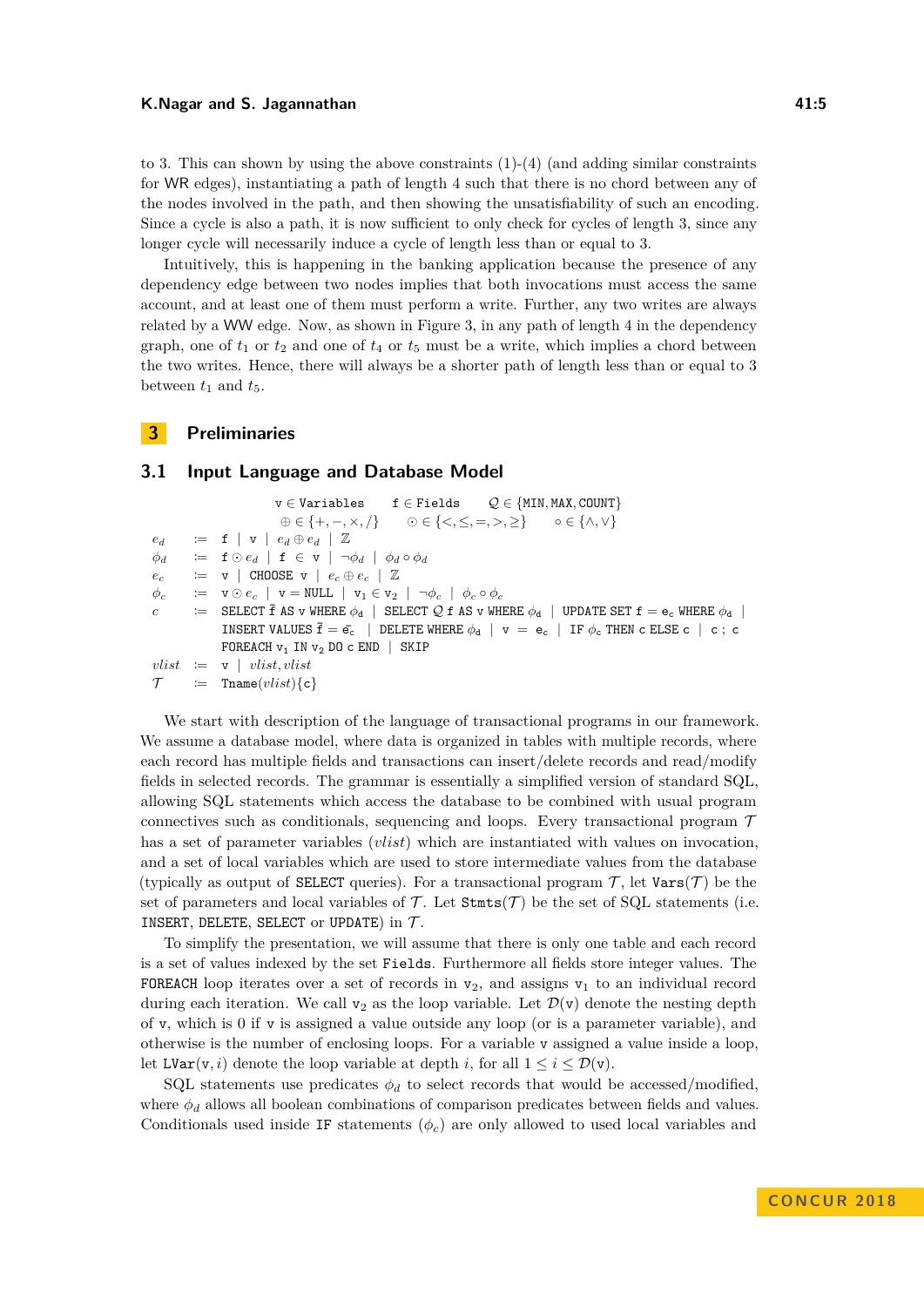to 3. This can shown by using the above constraints (1)-(4) (and adding similar constraints for WR edges), instantiating a path of length 4 such that there is no chord between any of the nodes involved in the path, and then showing the unsatisfiability of such an encoding. Since a cycle is also a path, it is now sufficient to only check for cycles of length 3, since any longer cycle will necessarily induce a cycle of length less than or equal to 3.

Intuitively, this is happening in the banking application because the presence of any dependency edge between two nodes implies that both invocations must access the same account, and at least one of them must perform a write. Further, any two writes are always related by a WW edge. Now, as shown in Figure 3, in any path of length 4 in the dependency graph, one of $t_1$ or $t_2$ and one of $t_4$ or $t_5$ must be a write, which implies a chord between the two writes. Hence, there will always be a shorter path of length less than or equal to 3 between $t_1$ and $t_5$.

## 3 Preliminaries

### 3.1 Input Language and Database Model

$$
\begin{array}{lcl}
 & & \mathtt{v} \in \mathtt{Variables} \quad \mathtt{f} \in \mathtt{Fields} \quad \mathcal{Q} \in \{\mathtt{MIN}, \mathtt{MAX}, \mathtt{COUNT}\} \\
 & & \oplus \in \{+, -, \times, /\} \quad \odot \in \{<, \leq, =, >, \geq\} \quad \circ \in \{\wedge, \vee\} \\
e_d & \coloneqq & \mathtt{f} \mid \mathtt{v} \mid e_d \oplus e_d \mid \mathbb{Z} \\
\phi_d & \coloneqq & \mathtt{f} \odot e_d \mid \mathtt{f} \in \mathtt{v} \mid \neg\phi_d \mid \phi_d \circ \phi_d \\
e_c & \coloneqq & \mathtt{v} \mid \mathtt{CHOOSE}\ \mathtt{v} \mid e_c \oplus e_c \mid \mathbb{Z} \\
\phi_c & \coloneqq & \mathtt{v} \odot e_c \mid \mathtt{v} = \mathtt{NULL} \mid \mathtt{v}_1 \in \mathtt{v}_2 \mid \neg\phi_c \mid \phi_c \circ \phi_c \\
c & \coloneqq & \mathtt{SELECT}\ \bar{\mathtt{f}}\ \mathtt{AS}\ \mathtt{v}\ \mathtt{WHERE}\ \phi_d \mid \mathtt{SELECT}\ \mathcal{Q}\ \mathtt{f}\ \mathtt{AS}\ \mathtt{v}\ \mathtt{WHERE}\ \phi_d \mid \mathtt{UPDATE}\ \mathtt{SET}\ \mathtt{f} = \mathtt{e_c}\ \mathtt{WHERE}\ \phi_d \mid \\
 & & \mathtt{INSERT}\ \mathtt{VALUES}\ \bar{\mathtt{f}} = \bar{\mathtt{e_c}} \mid \mathtt{DELETE}\ \mathtt{WHERE}\ \phi_d \mid \mathtt{v} = \mathtt{e_c} \mid \mathtt{IF}\ \phi_c\ \mathtt{THEN}\ \mathtt{c}\ \mathtt{ELSE}\ \mathtt{c} \mid \mathtt{c}\ ;\ \mathtt{c} \\
 & & \mathtt{FOREACH}\ \mathtt{v}_1\ \mathtt{IN}\ \mathtt{v}_2\ \mathtt{DO}\ \mathtt{c}\ \mathtt{END} \mid \mathtt{SKIP} \\
vlist & \coloneqq & \mathtt{v} \mid vlist, vlist \\
\mathcal{T} & \coloneqq & \mathtt{Tname}(vlist)\{\mathtt{c}\}
\end{array}
$$

We start with description of the language of transactional programs in our framework. We assume a database model, where data is organized in tables with multiple records, where each record has multiple fields and transactions can insert/delete records and read/modify fields in selected records. The grammar is essentially a simplified version of standard SQL, allowing SQL statements which access the database to be combined with usual program connectives such as conditionals, sequencing and loops. Every transactional program $\mathcal{T}$ has a set of parameter variables ($vlist$) which are instantiated with values on invocation, and a set of local variables which are used to store intermediate values from the database (typically as output of `SELECT` queries). For a transactional program $\mathcal{T}$, let $\mathtt{Vars}(\mathcal{T})$ be the set of parameters and local variables of $\mathcal{T}$. Let $\mathtt{Stmts}(\mathcal{T})$ be the set of SQL statements (i.e. `INSERT`, `DELETE`, `SELECT` or `UPDATE`) in $\mathcal{T}$.

To simplify the presentation, we will assume that there is only one table and each record is a set of values indexed by the set `Fields`. Furthermore all fields store integer values. The `FOREACH` loop iterates over a set of records in $\mathtt{v}_2$, and assigns $\mathtt{v}_1$ to an individual record during each iteration. We call $\mathtt{v}_2$ as the loop variable. Let $\mathcal{D}(\mathtt{v})$ denote the nesting depth of $\mathtt{v}$, which is 0 if $\mathtt{v}$ is assigned a value outside any loop (or is a parameter variable), and otherwise is the number of enclosing loops. For a variable $\mathtt{v}$ assigned a value inside a loop, let $\mathtt{LVar}(\mathtt{v}, i)$ denote the loop variable at depth $i$, for all $1 \leq i \leq \mathcal{D}(\mathtt{v})$.

SQL statements use predicates $\phi_d$ to select records that would be accessed/modified, where $\phi_d$ allows all boolean combinations of comparison predicates between fields and values. Conditionals used inside `IF` statements ($\phi_c$) are only allowed to used local variables and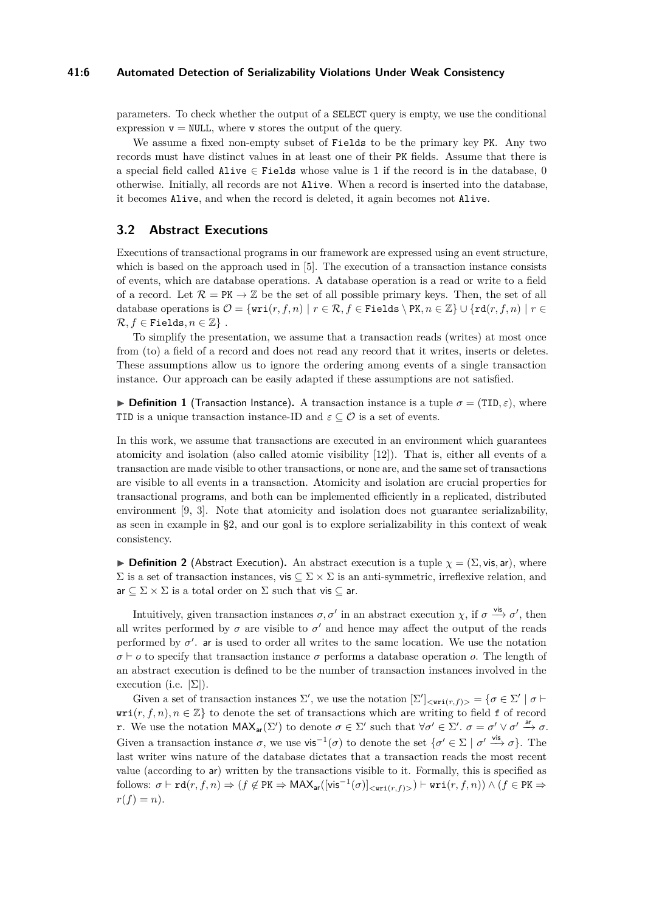parameters. To check whether the output of a SELECT query is empty, we use the conditional expression $\mathtt{v} = \mathtt{NULL}$, where v stores the output of the query.

We assume a fixed non-empty subset of Fields to be the primary key PK. Any two records must have distinct values in at least one of their PK fields. Assume that there is a special field called $\mathtt{Alive} \in \mathtt{Fields}$ whose value is 1 if the record is in the database, 0 otherwise. Initially, all records are not Alive. When a record is inserted into the database, it becomes Alive, and when the record is deleted, it again becomes not Alive.

## 3.2 Abstract Executions

Executions of transactional programs in our framework are expressed using an event structure, which is based on the approach used in [5]. The execution of a transaction instance consists of events, which are database operations. A database operation is a read or write to a field of a record. Let $\mathcal{R} = \mathtt{PK} \to \mathbb{Z}$ be the set of all possible primary keys. Then, the set of all database operations is $\mathcal{O} = \{\mathtt{wri}(r, f, n) \mid r \in \mathcal{R}, f \in \mathtt{Fields} \setminus \mathtt{PK}, n \in \mathbb{Z}\} \cup \{\mathtt{rd}(r, f, n) \mid r \in \mathcal{R}, f \in \mathtt{Fields}, n \in \mathbb{Z}\}$ .

To simplify the presentation, we assume that a transaction reads (writes) at most once from (to) a field of a record and does not read any record that it writes, inserts or deletes. These assumptions allow us to ignore the ordering among events of a single transaction instance. Our approach can be easily adapted if these assumptions are not satisfied.

▶ **Definition 1** (Transaction Instance). A transaction instance is a tuple $\sigma = (\mathtt{TID}, \varepsilon)$, where TID is a unique transaction instance-ID and $\varepsilon \subseteq \mathcal{O}$ is a set of events.

In this work, we assume that transactions are executed in an environment which guarantees atomicity and isolation (also called atomic visibility [12]). That is, either all events of a transaction are made visible to other transactions, or none are, and the same set of transactions are visible to all events in a transaction. Atomicity and isolation are crucial properties for transactional programs, and both can be implemented efficiently in a replicated, distributed environment [9, 3]. Note that atomicity and isolation does not guarantee serializability, as seen in example in §2, and our goal is to explore serializability in this context of weak consistency.

▶ **Definition 2** (Abstract Execution). An abstract execution is a tuple $\chi = (\Sigma, \mathsf{vis}, \mathsf{ar})$, where $\Sigma$ is a set of transaction instances, $\mathsf{vis} \subseteq \Sigma \times \Sigma$ is an anti-symmetric, irreflexive relation, and $\mathsf{ar} \subseteq \Sigma \times \Sigma$ is a total order on $\Sigma$ such that $\mathsf{vis} \subseteq \mathsf{ar}$.

Intuitively, given transaction instances $\sigma, \sigma'$ in an abstract execution $\chi$, if $\sigma \xrightarrow{\mathsf{vis}} \sigma'$, then all writes performed by $\sigma$ are visible to $\sigma'$ and hence may affect the output of the reads performed by $\sigma'$. ar is used to order all writes to the same location. We use the notation $\sigma \vdash o$ to specify that transaction instance $\sigma$ performs a database operation $o$. The length of an abstract execution is defined to be the number of transaction instances involved in the execution (i.e. $|\Sigma|$).

Given a set of transaction instances $\Sigma'$, we use the notation $[\Sigma']_{<\mathtt{wri}(r,f)>} = \{\sigma \in \Sigma' \mid \sigma \vdash \mathtt{wri}(r, f, n), n \in \mathbb{Z}\}$ to denote the set of transactions which are writing to field f of record r. We use the notation $\mathsf{MAX}_{\mathsf{ar}}(\Sigma')$ to denote $\sigma \in \Sigma'$ such that $\forall \sigma' \in \Sigma'.\ \sigma = \sigma' \vee \sigma' \xrightarrow{\mathsf{ar}} \sigma$. Given a transaction instance $\sigma$, we use $\mathsf{vis}^{-1}(\sigma)$ to denote the set $\{\sigma' \in \Sigma \mid \sigma' \xrightarrow{\mathsf{vis}} \sigma\}$. The last writer wins nature of the database dictates that a transaction reads the most recent value (according to ar) written by the transactions visible to it. Formally, this is specified as follows: $\sigma \vdash \mathtt{rd}(r, f, n) \Rightarrow (f \notin \mathtt{PK} \Rightarrow \mathsf{MAX}_{\mathsf{ar}}([\mathsf{vis}^{-1}(\sigma)]_{<\mathtt{wri}(r,f)>}) \vdash \mathtt{wri}(r, f, n)) \wedge (f \in \mathtt{PK} \Rightarrow r(f) = n)$.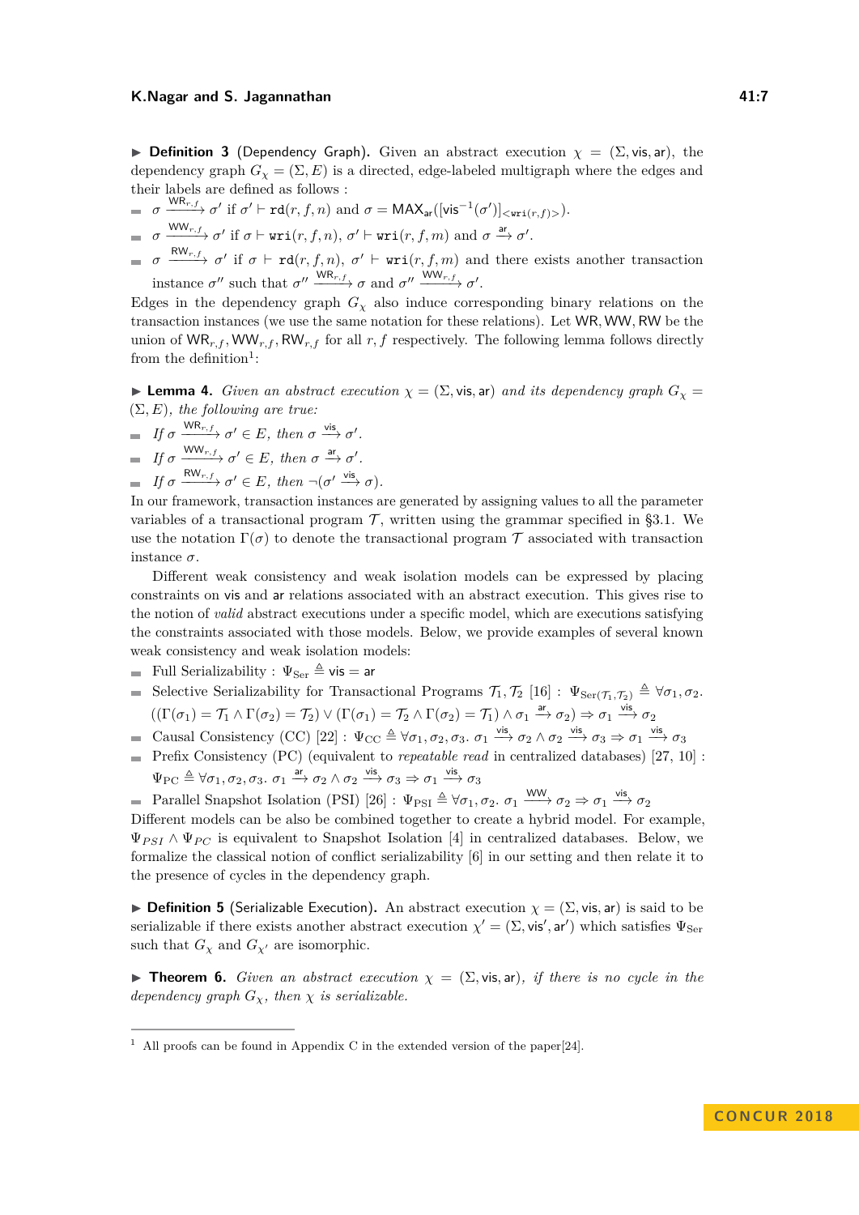▶ **Definition 3** (Dependency Graph)**.** Given an abstract execution $\chi = (\Sigma, \mathsf{vis}, \mathsf{ar})$, the dependency graph $G_\chi = (\Sigma, E)$ is a directed, edge-labeled multigraph where the edges and their labels are defined as follows :

- $\sigma \xrightarrow{\mathsf{WR}_{r,f}} \sigma'$ if $\sigma' \vdash \mathtt{rd}(r, f, n)$ and $\sigma = \mathsf{MAX}_{\mathsf{ar}}([\mathsf{vis}^{-1}(\sigma')]_{<\mathtt{wri}(r,f)>})$.
- $\sigma \xrightarrow{\mathsf{WW}_{r,f}} \sigma'$ if $\sigma \vdash \mathtt{wri}(r, f, n)$, $\sigma' \vdash \mathtt{wri}(r, f, m)$ and $\sigma \xrightarrow{\mathsf{ar}} \sigma'$.
- $\sigma \xrightarrow{\mathsf{RW}_{r,f}} \sigma'$ if $\sigma \vdash \mathtt{rd}(r, f, n)$, $\sigma' \vdash \mathtt{wri}(r, f, m)$ and there exists another transaction instance $\sigma''$ such that $\sigma'' \xrightarrow{\mathsf{WR}_{r,f}} \sigma$ and $\sigma'' \xrightarrow{\mathsf{WW}_{r,f}} \sigma'$.

Edges in the dependency graph $G_\chi$ also induce corresponding binary relations on the transaction instances (we use the same notation for these relations). Let $\mathsf{WR}, \mathsf{WW}, \mathsf{RW}$ be the union of $\mathsf{WR}_{r,f}, \mathsf{WW}_{r,f}, \mathsf{RW}_{r,f}$ for all $r, f$ respectively. The following lemma follows directly from the definition[1]:

▶ **Lemma 4.** *Given an abstract execution $\chi = (\Sigma, \mathsf{vis}, \mathsf{ar})$ and its dependency graph $G_\chi = (\Sigma, E)$, the following are true:*

- *If $\sigma \xrightarrow{\mathsf{WR}_{r,f}} \sigma' \in E$, then $\sigma \xrightarrow{\mathsf{vis}} \sigma'$.*
- *If $\sigma \xrightarrow{\mathsf{WW}_{r,f}} \sigma' \in E$, then $\sigma \xrightarrow{\mathsf{ar}} \sigma'$.*
- *If $\sigma \xrightarrow{\mathsf{RW}_{r,f}} \sigma' \in E$, then $\neg(\sigma' \xrightarrow{\mathsf{vis}} \sigma)$.*

In our framework, transaction instances are generated by assigning values to all the parameter variables of a transactional program $\mathcal{T}$, written using the grammar specified in §3.1. We use the notation $\Gamma(\sigma)$ to denote the transactional program $\mathcal{T}$ associated with transaction instance $\sigma$.

Different weak consistency and weak isolation models can be expressed by placing constraints on $\mathsf{vis}$ and $\mathsf{ar}$ relations associated with an abstract execution. This gives rise to the notion of *valid* abstract executions under a specific model, which are executions satisfying the constraints associated with those models. Below, we provide examples of several known weak consistency and weak isolation models:

- Full Serializability : $\Psi_{\mathrm{Ser}} \triangleq \mathsf{vis} = \mathsf{ar}$
- Selective Serializability for Transactional Programs $\mathcal{T}_1, \mathcal{T}_2$ [16] : $\Psi_{\mathrm{Ser}(\mathcal{T}_1,\mathcal{T}_2)} \triangleq \forall \sigma_1, \sigma_2.$ $((\Gamma(\sigma_1) = \mathcal{T}_1 \wedge \Gamma(\sigma_2) = \mathcal{T}_2) \vee (\Gamma(\sigma_1) = \mathcal{T}_2 \wedge \Gamma(\sigma_2) = \mathcal{T}_1) \wedge \sigma_1 \xrightarrow{\mathsf{ar}} \sigma_2) \Rightarrow \sigma_1 \xrightarrow{\mathsf{vis}} \sigma_2$
- Causal Consistency (CC) [22] : $\Psi_{\mathrm{CC}} \triangleq \forall \sigma_1, \sigma_2, \sigma_3.\ \sigma_1 \xrightarrow{\mathsf{vis}} \sigma_2 \wedge \sigma_2 \xrightarrow{\mathsf{vis}} \sigma_3 \Rightarrow \sigma_1 \xrightarrow{\mathsf{vis}} \sigma_3$
- Prefix Consistency (PC) (equivalent to *repeatable read* in centralized databases) [27, 10] : $\Psi_{\mathrm{PC}} \triangleq \forall \sigma_1, \sigma_2, \sigma_3.\ \sigma_1 \xrightarrow{\mathsf{ar}} \sigma_2 \wedge \sigma_2 \xrightarrow{\mathsf{vis}} \sigma_3 \Rightarrow \sigma_1 \xrightarrow{\mathsf{vis}} \sigma_3$
- Parallel Snapshot Isolation (PSI) [26] : $\Psi_{\mathrm{PSI}} \triangleq \forall \sigma_1, \sigma_2.\ \sigma_1 \xrightarrow{\mathsf{WW}} \sigma_2 \Rightarrow \sigma_1 \xrightarrow{\mathsf{vis}} \sigma_2$

Different models can be also be combined together to create a hybrid model. For example, $\Psi_{PSI} \wedge \Psi_{PC}$ is equivalent to Snapshot Isolation [4] in centralized databases. Below, we formalize the classical notion of conflict serializability [6] in our setting and then relate it to the presence of cycles in the dependency graph.

▶ **Definition 5** (Serializable Execution)**.** An abstract execution $\chi = (\Sigma, \mathsf{vis}, \mathsf{ar})$ is said to be serializable if there exists another abstract execution $\chi' = (\Sigma, \mathsf{vis}', \mathsf{ar}')$ which satisfies $\Psi_{\mathrm{Ser}}$ such that $G_\chi$ and $G_{\chi'}$ are isomorphic.

▶ **Theorem 6.** *Given an abstract execution $\chi = (\Sigma, \mathsf{vis}, \mathsf{ar})$, if there is no cycle in the dependency graph $G_\chi$, then $\chi$ is serializable.*

---

[1] All proofs can be found in Appendix C in the extended version of the paper[24].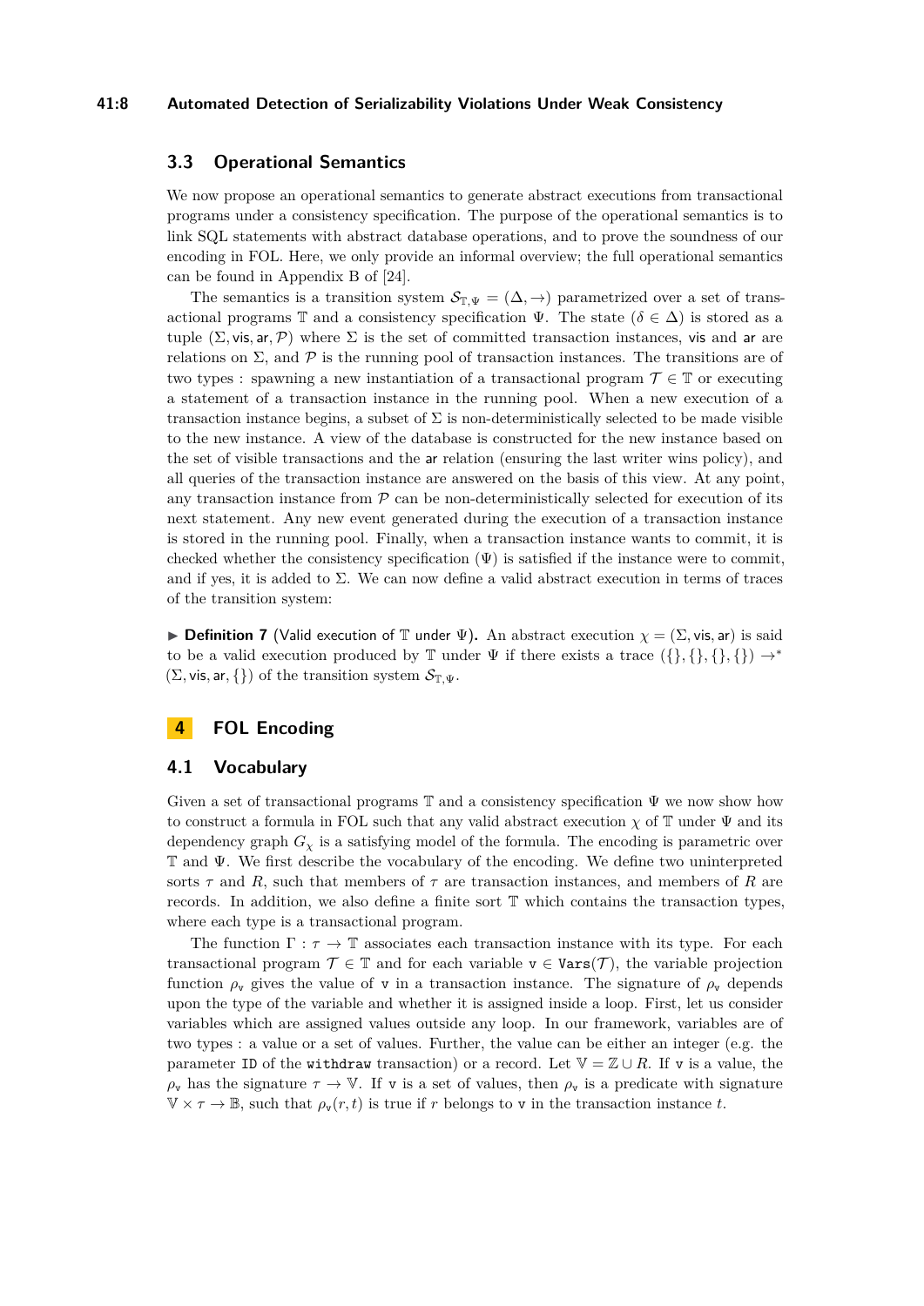### 3.3 Operational Semantics

We now propose an operational semantics to generate abstract executions from transactional programs under a consistency specification. The purpose of the operational semantics is to link SQL statements with abstract database operations, and to prove the soundness of our encoding in FOL. Here, we only provide an informal overview; the full operational semantics can be found in Appendix B of [24].

The semantics is a transition system $\mathcal{S}_{\mathbb{T},\Psi} = (\Delta, \rightarrow)$ parametrized over a set of transactional programs $\mathbb{T}$ and a consistency specification $\Psi$. The state ($\delta \in \Delta$) is stored as a tuple $(\Sigma, \mathsf{vis}, \mathsf{ar}, \mathcal{P})$ where $\Sigma$ is the set of committed transaction instances, $\mathsf{vis}$ and $\mathsf{ar}$ are relations on $\Sigma$, and $\mathcal{P}$ is the running pool of transaction instances. The transitions are of two types : spawning a new instantiation of a transactional program $\mathcal{T} \in \mathbb{T}$ or executing a statement of a transaction instance in the running pool. When a new execution of a transaction instance begins, a subset of $\Sigma$ is non-deterministically selected to be made visible to the new instance. A view of the database is constructed for the new instance based on the set of visible transactions and the $\mathsf{ar}$ relation (ensuring the last writer wins policy), and all queries of the transaction instance are answered on the basis of this view. At any point, any transaction instance from $\mathcal{P}$ can be non-deterministically selected for execution of its next statement. Any new event generated during the execution of a transaction instance is stored in the running pool. Finally, when a transaction instance wants to commit, it is checked whether the consistency specification ($\Psi$) is satisfied if the instance were to commit, and if yes, it is added to $\Sigma$. We can now define a valid abstract execution in terms of traces of the transition system:

▶ **Definition 7** (Valid execution of $\mathbb{T}$ under $\Psi$)**.** An abstract execution $\chi = (\Sigma, \mathsf{vis}, \mathsf{ar})$ is said to be a valid execution produced by $\mathbb{T}$ under $\Psi$ if there exists a trace $(\{\}, \{\}, \{\}, \{\}) \rightarrow^* (\Sigma, \mathsf{vis}, \mathsf{ar}, \{\})$ of the transition system $\mathcal{S}_{\mathbb{T},\Psi}$.

## 4 FOL Encoding

### 4.1 Vocabulary

Given a set of transactional programs $\mathbb{T}$ and a consistency specification $\Psi$ we now show how to construct a formula in FOL such that any valid abstract execution $\chi$ of $\mathbb{T}$ under $\Psi$ and its dependency graph $G_\chi$ is a satisfying model of the formula. The encoding is parametric over $\mathbb{T}$ and $\Psi$. We first describe the vocabulary of the encoding. We define two uninterpreted sorts $\tau$ and $R$, such that members of $\tau$ are transaction instances, and members of $R$ are records. In addition, we also define a finite sort $\mathbb{T}$ which contains the transaction types, where each type is a transactional program.

The function $\Gamma : \tau \rightarrow \mathbb{T}$ associates each transaction instance with its type. For each transactional program $\mathcal{T} \in \mathbb{T}$ and for each variable $\mathtt{v} \in \mathtt{Vars}(\mathcal{T})$, the variable projection function $\rho_{\mathtt{v}}$ gives the value of $\mathtt{v}$ in a transaction instance. The signature of $\rho_{\mathtt{v}}$ depends upon the type of the variable and whether it is assigned inside a loop. First, let us consider variables which are assigned values outside any loop. In our framework, variables are of two types : a value or a set of values. Further, the value can be either an integer (e.g. the parameter `ID` of the `withdraw` transaction) or a record. Let $\mathbb{V} = \mathbb{Z} \cup R$. If $\mathtt{v}$ is a value, the $\rho_{\mathtt{v}}$ has the signature $\tau \rightarrow \mathbb{V}$. If $\mathtt{v}$ is a set of values, then $\rho_{\mathtt{v}}$ is a predicate with signature $\mathbb{V} \times \tau \rightarrow \mathbb{B}$, such that $\rho_{\mathtt{v}}(r, t)$ is true if $r$ belongs to $\mathtt{v}$ in the transaction instance $t$.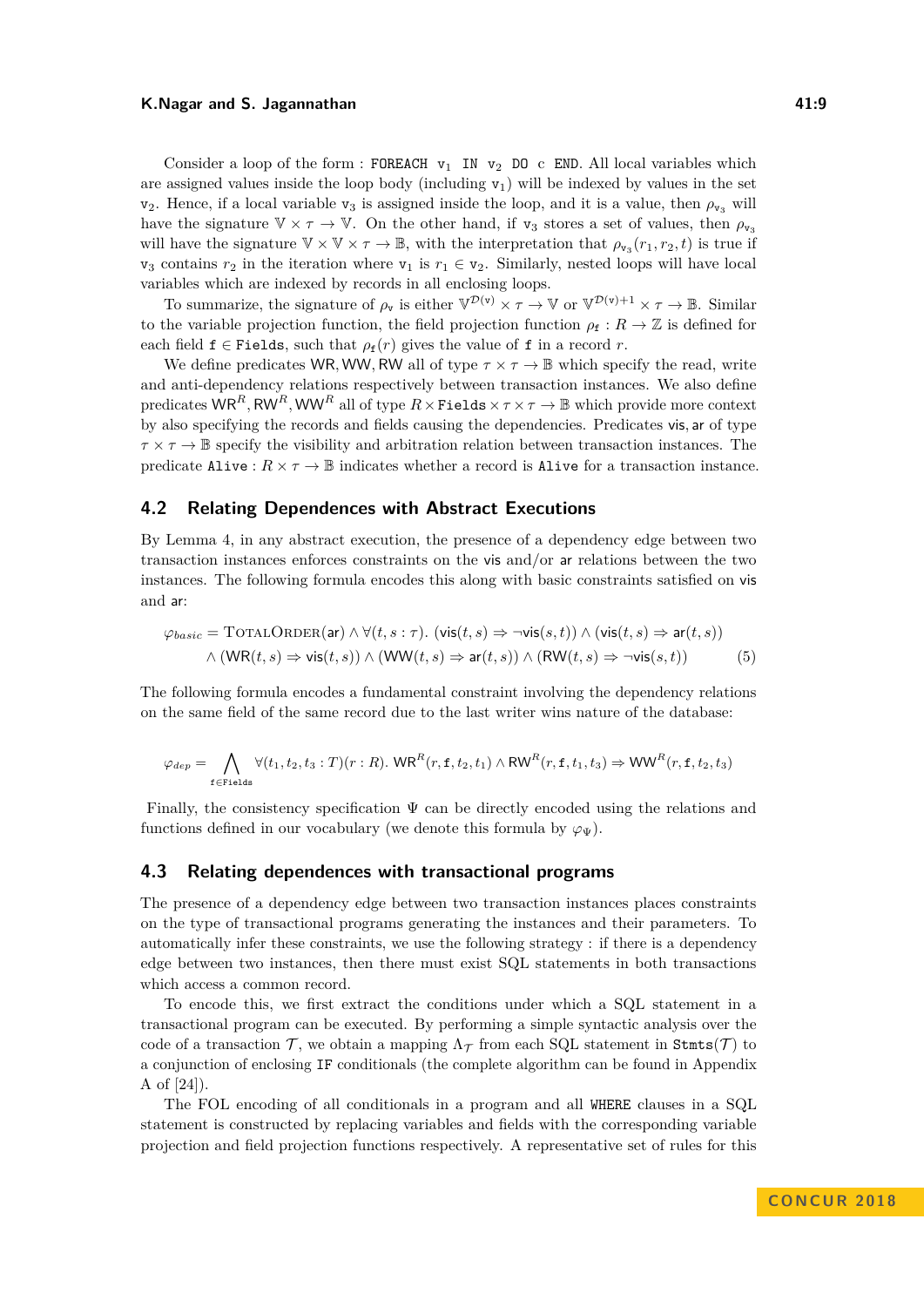Consider a loop of the form : `FOREACH v1 IN v2 DO c END`. All local variables which are assigned values inside the loop body (including $\mathtt{v}_1$) will be indexed by values in the set $\mathtt{v}_2$. Hence, if a local variable $\mathtt{v}_3$ is assigned inside the loop, and it is a value, then $\rho_{\mathtt{v}_3}$ will have the signature $\mathbb{V} \times \tau \to \mathbb{V}$. On the other hand, if $\mathtt{v}_3$ stores a set of values, then $\rho_{\mathtt{v}_3}$ will have the signature $\mathbb{V} \times \mathbb{V} \times \tau \to \mathbb{B}$, with the interpretation that $\rho_{\mathtt{v}_3}(r_1, r_2, t)$ is true if $\mathtt{v}_3$ contains $r_2$ in the iteration where $\mathtt{v}_1$ is $r_1 \in \mathtt{v}_2$. Similarly, nested loops will have local variables which are indexed by records in all enclosing loops.

To summarize, the signature of $\rho_{\mathtt{v}}$ is either $\mathbb{V}^{\mathcal{D}(\mathtt{v})} \times \tau \to \mathbb{V}$ or $\mathbb{V}^{\mathcal{D}(\mathtt{v})+1} \times \tau \to \mathbb{B}$. Similar to the variable projection function, the field projection function $\rho_{\mathtt{f}} : R \to \mathbb{Z}$ is defined for each field $\mathtt{f} \in \mathtt{Fields}$, such that $\rho_{\mathtt{f}}(r)$ gives the value of $\mathtt{f}$ in a record $r$.

We define predicates $\mathsf{WR}, \mathsf{WW}, \mathsf{RW}$ all of type $\tau \times \tau \to \mathbb{B}$ which specify the read, write and anti-dependency relations respectively between transaction instances. We also define predicates $\mathsf{WR}^R, \mathsf{RW}^R, \mathsf{WW}^R$ all of type $R \times \mathtt{Fields} \times \tau \times \tau \to \mathbb{B}$ which provide more context by also specifying the records and fields causing the dependencies. Predicates $\mathsf{vis}, \mathsf{ar}$ of type $\tau \times \tau \to \mathbb{B}$ specify the visibility and arbitration relation between transaction instances. The predicate $\mathtt{Alive} : R \times \tau \to \mathbb{B}$ indicates whether a record is `Alive` for a transaction instance.

## 4.2 Relating Dependences with Abstract Executions

By Lemma 4, in any abstract execution, the presence of a dependency edge between two transaction instances enforces constraints on the $\mathsf{vis}$ and/or $\mathsf{ar}$ relations between the two instances. The following formula encodes this along with basic constraints satisfied on $\mathsf{vis}$ and $\mathsf{ar}$:

$$\varphi_{basic} = \textsc{TotalOrder}(\mathsf{ar}) \wedge \forall (t, s : \tau).\ (\mathsf{vis}(t,s) \Rightarrow \neg \mathsf{vis}(s,t)) \wedge (\mathsf{vis}(t,s) \Rightarrow \mathsf{ar}(t,s)) \\ \wedge (\mathsf{WR}(t,s) \Rightarrow \mathsf{vis}(t,s)) \wedge (\mathsf{WW}(t,s) \Rightarrow \mathsf{ar}(t,s)) \wedge (\mathsf{RW}(t,s) \Rightarrow \neg \mathsf{vis}(s,t)) \qquad (5)$$

The following formula encodes a fundamental constraint involving the dependency relations on the same field of the same record due to the last writer wins nature of the database:

$$\varphi_{dep} = \bigwedge_{\mathtt{f} \in \mathtt{Fields}} \forall (t_1, t_2, t_3 : T)(r : R).\ \mathsf{WR}^R(r, \mathtt{f}, t_2, t_1) \wedge \mathsf{RW}^R(r, \mathtt{f}, t_1, t_3) \Rightarrow \mathsf{WW}^R(r, \mathtt{f}, t_2, t_3)$$

Finally, the consistency specification $\Psi$ can be directly encoded using the relations and functions defined in our vocabulary (we denote this formula by $\varphi_\Psi$).

## 4.3 Relating dependences with transactional programs

The presence of a dependency edge between two transaction instances places constraints on the type of transactional programs generating the instances and their parameters. To automatically infer these constraints, we use the following strategy : if there is a dependency edge between two instances, then there must exist SQL statements in both transactions which access a common record.

To encode this, we first extract the conditions under which a SQL statement in a transactional program can be executed. By performing a simple syntactic analysis over the code of a transaction $\mathcal{T}$, we obtain a mapping $\Lambda_{\mathcal{T}}$ from each SQL statement in $\mathtt{Stmts}(\mathcal{T})$ to a conjunction of enclosing `IF` conditionals (the complete algorithm can be found in Appendix A of [24]).

The FOL encoding of all conditionals in a program and all `WHERE` clauses in a SQL statement is constructed by replacing variables and fields with the corresponding variable projection and field projection functions respectively. A representative set of rules for this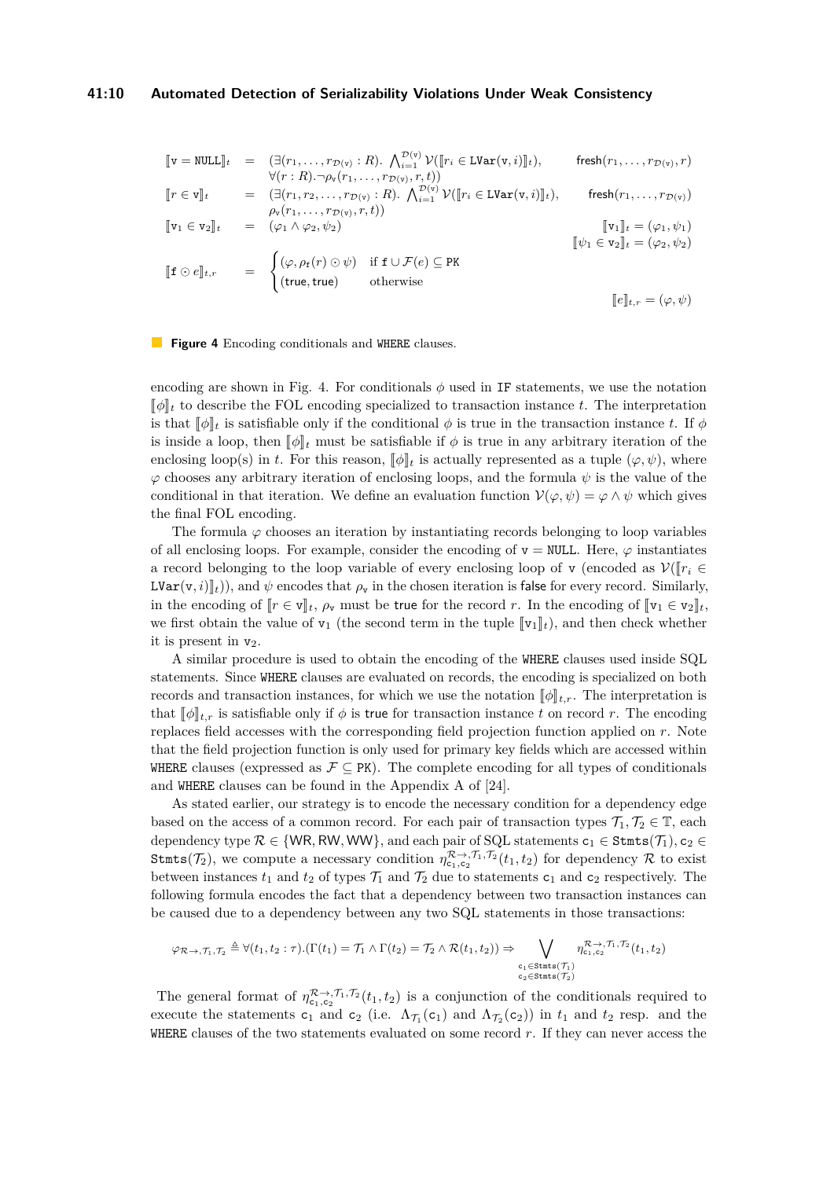$$
\begin{array}{llll}
[\![\mathtt{v} = \mathtt{NULL}]\!]_t & = & (\exists(r_1,\ldots,r_{\mathcal{D}(\mathtt{v})}:R).\ \bigwedge_{i=1}^{\mathcal{D}(\mathtt{v})} \mathcal{V}([\![r_i \in \mathtt{LVar}(\mathtt{v},i)]\!]_t), & \mathsf{fresh}(r_1,\ldots,r_{\mathcal{D}(\mathtt{v})},r) \\
 & & \forall(r:R).\neg\rho_{\mathtt{v}}(r_1,\ldots,r_{\mathcal{D}(\mathtt{v})},r,t)) & \\
[\![r \in \mathtt{v}]\!]_t & = & (\exists(r_1,r_2,\ldots,r_{\mathcal{D}(\mathtt{v})}:R).\ \bigwedge_{i=1}^{\mathcal{D}(\mathtt{v})} \mathcal{V}([\![r_i \in \mathtt{LVar}(\mathtt{v},i)]\!]_t), & \mathsf{fresh}(r_1,\ldots,r_{\mathcal{D}(\mathtt{v})}) \\
 & & \rho_{\mathtt{v}}(r_1,\ldots,r_{\mathcal{D}(\mathtt{v})},r,t)) & \\
[\![\mathtt{v}_1 \in \mathtt{v}_2]\!]_t & = & (\varphi_1 \wedge \varphi_2, \psi_2) & [\![\mathtt{v}_1]\!]_t = (\varphi_1,\psi_1) \\
 & & & [\![\psi_1 \in \mathtt{v}_2]\!]_t = (\varphi_2,\psi_2) \\
[\![\mathtt{f} \odot e]\!]_{t,r} & = & \begin{cases} (\varphi, \rho_{\mathtt{f}}(r) \odot \psi) & \text{if } \mathtt{f} \cup \mathcal{F}(e) \subseteq \mathtt{PK} \\ (\mathsf{true},\mathsf{true}) & \text{otherwise} \end{cases} & \\
 & & & [\![e]\!]_{t,r} = (\varphi,\psi)
\end{array}
$$

**Figure 4** Encoding conditionals and `WHERE` clauses.

encoding are shown in Fig. 4. For conditionals $\phi$ used in `IF` statements, we use the notation $[\![\phi]\!]_t$ to describe the FOL encoding specialized to transaction instance $t$. The interpretation is that $[\![\phi]\!]_t$ is satisfiable only if the conditional $\phi$ is true in the transaction instance $t$. If $\phi$ is inside a loop, then $[\![\phi]\!]_t$ must be satisfiable if $\phi$ is true in any arbitrary iteration of the enclosing loop(s) in $t$. For this reason, $[\![\phi]\!]_t$ is actually represented as a tuple $(\varphi, \psi)$, where $\varphi$ chooses any arbitrary iteration of enclosing loops, and the formula $\psi$ is the value of the conditional in that iteration. We define an evaluation function $\mathcal{V}(\varphi, \psi) = \varphi \wedge \psi$ which gives the final FOL encoding.

The formula $\varphi$ chooses an iteration by instantiating records belonging to loop variables of all enclosing loops. For example, consider the encoding of `v = NULL`. Here, $\varphi$ instantiates a record belonging to the loop variable of every enclosing loop of `v` (encoded as $\mathcal{V}([\![r_i \in \mathtt{LVar}(\mathtt{v}, i)]\!]_t)$), and $\psi$ encodes that $\rho_{\mathtt{v}}$ in the chosen iteration is false for every record. Similarly, in the encoding of $[\![r \in \mathtt{v}]\!]_t$, $\rho_{\mathtt{v}}$ must be true for the record $r$. In the encoding of $[\![\mathtt{v}_1 \in \mathtt{v}_2]\!]_t$, we first obtain the value of $\mathtt{v}_1$ (the second term in the tuple $[\![\mathtt{v}_1]\!]_t$), and then check whether it is present in $\mathtt{v}_2$.

A similar procedure is used to obtain the encoding of the `WHERE` clauses used inside SQL statements. Since `WHERE` clauses are evaluated on records, the encoding is specialized on both records and transaction instances, for which we use the notation $[\![\phi]\!]_{t,r}$. The interpretation is that $[\![\phi]\!]_{t,r}$ is satisfiable only if $\phi$ is true for transaction instance $t$ on record $r$. The encoding replaces field accesses with the corresponding field projection function applied on $r$. Note that the field projection function is only used for primary key fields which are accessed within `WHERE` clauses (expressed as $\mathcal{F} \subseteq \mathtt{PK}$). The complete encoding for all types of conditionals and `WHERE` clauses can be found in the Appendix A of [24].

As stated earlier, our strategy is to encode the necessary condition for a dependency edge based on the access of a common record. For each pair of transaction types $\mathcal{T}_1, \mathcal{T}_2 \in \mathbb{T}$, each dependency type $\mathcal{R} \in \{\mathsf{WR}, \mathsf{RW}, \mathsf{WW}\}$, and each pair of SQL statements $\mathtt{c}_1 \in \mathtt{Stmts}(\mathcal{T}_1)$, $\mathtt{c}_2 \in \mathtt{Stmts}(\mathcal{T}_2)$, we compute a necessary condition $\eta^{\mathcal{R}\rightarrow,\mathcal{T}_1,\mathcal{T}_2}_{\mathtt{c}_1,\mathtt{c}_2}(t_1,t_2)$ for dependency $\mathcal{R}$ to exist between instances $t_1$ and $t_2$ of types $\mathcal{T}_1$ and $\mathcal{T}_2$ due to statements $\mathtt{c}_1$ and $\mathtt{c}_2$ respectively. The following formula encodes the fact that a dependency between two transaction instances can be caused due to a dependency between any two SQL statements in those transactions:

$$
\varphi_{\mathcal{R}\rightarrow,\mathcal{T}_1,\mathcal{T}_2} \triangleq \forall(t_1,t_2:\tau).(\Gamma(t_1) = \mathcal{T}_1 \wedge \Gamma(t_2) = \mathcal{T}_2 \wedge \mathcal{R}(t_1,t_2)) \Rightarrow \bigvee_{\substack{\mathtt{c}_1 \in \mathtt{Stmts}(\mathcal{T}_1) \\ \mathtt{c}_2 \in \mathtt{Stmts}(\mathcal{T}_2)}} \eta^{\mathcal{R}\rightarrow,\mathcal{T}_1,\mathcal{T}_2}_{\mathtt{c}_1,\mathtt{c}_2}(t_1,t_2)
$$

The general format of $\eta^{\mathcal{R}\rightarrow,\mathcal{T}_1,\mathcal{T}_2}_{\mathtt{c}_1,\mathtt{c}_2}(t_1,t_2)$ is a conjunction of the conditionals required to execute the statements $\mathtt{c}_1$ and $\mathtt{c}_2$ (i.e. $\Lambda_{\mathcal{T}_1}(\mathtt{c}_1)$ and $\Lambda_{\mathcal{T}_2}(\mathtt{c}_2)$) in $t_1$ and $t_2$ resp. and the `WHERE` clauses of the two statements evaluated on some record $r$. If they can never access the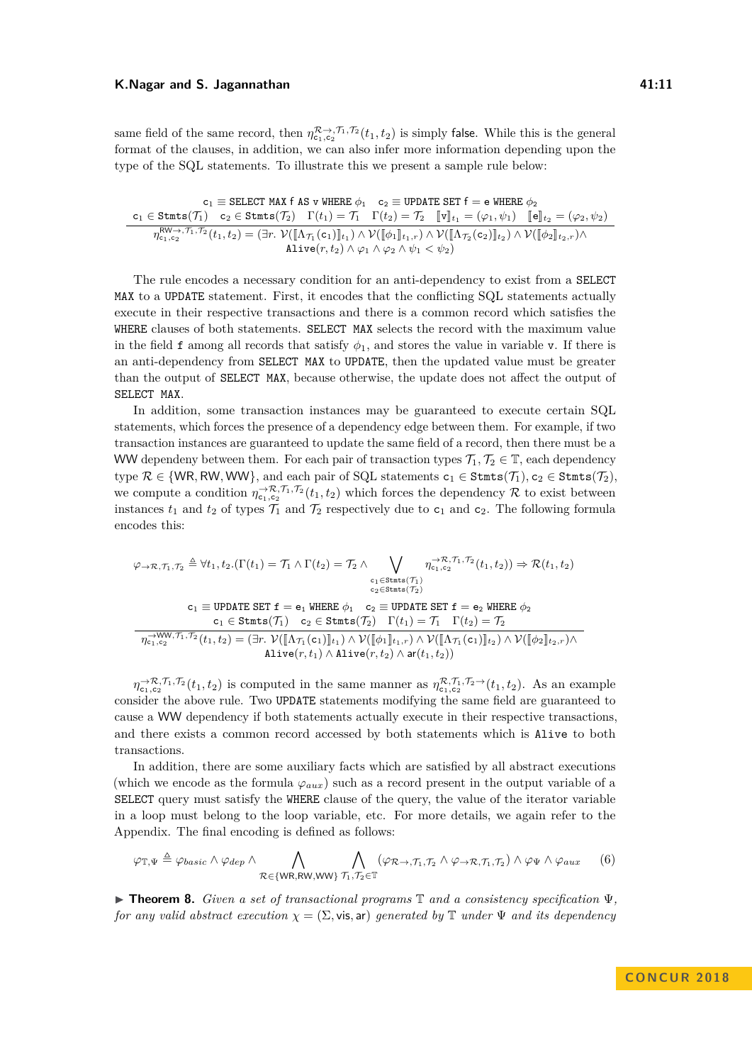same field of the same record, then $\eta^{\mathcal{R}\rightarrow,\mathcal{T}_1,\mathcal{T}_2}_{\mathtt{c}_1,\mathtt{c}_2}(t_1,t_2)$ is simply $\mathsf{false}$. While this is the general format of the clauses, in addition, we can also infer more information depending upon the type of the SQL statements. To illustrate this we present a sample rule below:

$$\frac{\begin{array}{c}\mathtt{c}_1 \equiv \mathtt{SELECT\ MAX\ f\ AS\ v\ WHERE}\ \phi_1 \quad \mathtt{c}_2 \equiv \mathtt{UPDATE\ SET\ f = e\ WHERE}\ \phi_2 \\ \mathtt{c}_1 \in \mathtt{Stmts}(\mathcal{T}_1) \quad \mathtt{c}_2 \in \mathtt{Stmts}(\mathcal{T}_2) \quad \Gamma(t_1) = \mathcal{T}_1 \quad \Gamma(t_2) = \mathcal{T}_2 \quad [\![\mathtt{v}]\!]_{t_1} = (\varphi_1, \psi_1) \quad [\![\mathtt{e}]\!]_{t_2} = (\varphi_2, \psi_2)\end{array}}{\begin{array}{c}\eta^{\mathsf{RW}\rightarrow,\mathcal{T}_1,\mathcal{T}_2}_{\mathtt{c}_1,\mathtt{c}_2}(t_1,t_2) = (\exists r.\ \mathcal{V}([\![\Lambda_{\mathcal{T}_1}(\mathtt{c}_1)]\!]_{t_1}) \wedge \mathcal{V}([\![\phi_1]\!]_{t_1,r}) \wedge \mathcal{V}([\![\Lambda_{\mathcal{T}_2}(\mathtt{c}_2)]\!]_{t_2}) \wedge \mathcal{V}([\![\phi_2]\!]_{t_2,r}) \wedge \\ \mathtt{Alive}(r,t_2) \wedge \varphi_1 \wedge \varphi_2 \wedge \psi_1 < \psi_2)\end{array}}$$

The rule encodes a necessary condition for an anti-dependency to exist from a `SELECT MAX` to a `UPDATE` statement. First, it encodes that the conflicting SQL statements actually execute in their respective transactions and there is a common record which satisfies the `WHERE` clauses of both statements. `SELECT MAX` selects the record with the maximum value in the field `f` among all records that satisfy $\phi_1$, and stores the value in variable `v`. If there is an anti-dependency from `SELECT MAX` to `UPDATE`, then the updated value must be greater than the output of `SELECT MAX`, because otherwise, the update does not affect the output of `SELECT MAX`.

In addition, some transaction instances may be guaranteed to execute certain SQL statements, which forces the presence of a dependency edge between them. For example, if two transaction instances are guaranteed to update the same field of a record, then there must be a WW dependeny between them. For each pair of transaction types $\mathcal{T}_1, \mathcal{T}_2 \in \mathbb{T}$, each dependency type $\mathcal{R} \in \{\mathsf{WR}, \mathsf{RW}, \mathsf{WW}\}$, and each pair of SQL statements $\mathtt{c}_1 \in \mathtt{Stmts}(\mathcal{T}_1), \mathtt{c}_2 \in \mathtt{Stmts}(\mathcal{T}_2)$, we compute a condition $\eta^{\rightarrow\mathcal{R},\mathcal{T}_1,\mathcal{T}_2}_{\mathtt{c}_1,\mathtt{c}_2}(t_1,t_2)$ which forces the dependency $\mathcal{R}$ to exist between instances $t_1$ and $t_2$ of types $\mathcal{T}_1$ and $\mathcal{T}_2$ respectively due to $\mathtt{c}_1$ and $\mathtt{c}_2$. The following formula encodes this:

$$\varphi_{\rightarrow\mathcal{R},\mathcal{T}_1,\mathcal{T}_2} \triangleq \forall t_1, t_2.(\Gamma(t_1) = \mathcal{T}_1 \wedge \Gamma(t_2) = \mathcal{T}_2 \wedge \bigvee_{\substack{\mathtt{c}_1 \in \mathtt{Stmts}(\mathcal{T}_1) \\ \mathtt{c}_2 \in \mathtt{Stmts}(\mathcal{T}_2)}} \eta^{\rightarrow\mathcal{R},\mathcal{T}_1,\mathcal{T}_2}_{\mathtt{c}_1,\mathtt{c}_2}(t_1,t_2)) \Rightarrow \mathcal{R}(t_1,t_2)$$

$$\frac{\begin{array}{c}\mathtt{c}_1 \equiv \mathtt{UPDATE\ SET\ f = e_1\ WHERE}\ \phi_1 \quad \mathtt{c}_2 \equiv \mathtt{UPDATE\ SET\ f = e_2\ WHERE}\ \phi_2 \\ \mathtt{c}_1 \in \mathtt{Stmts}(\mathcal{T}_1) \quad \mathtt{c}_2 \in \mathtt{Stmts}(\mathcal{T}_2) \quad \Gamma(t_1) = \mathcal{T}_1 \quad \Gamma(t_2) = \mathcal{T}_2\end{array}}{\begin{array}{c}\eta^{\rightarrow\mathsf{WW},\mathcal{T}_1,\mathcal{T}_2}_{\mathtt{c}_1,\mathtt{c}_2}(t_1,t_2) = (\exists r.\ \mathcal{V}([\![\Lambda_{\mathcal{T}_1}(\mathtt{c}_1)]\!]_{t_1}) \wedge \mathcal{V}([\![\phi_1]\!]_{t_1,r}) \wedge \mathcal{V}([\![\Lambda_{\mathcal{T}_1}(\mathtt{c}_1)]\!]_{t_2}) \wedge \mathcal{V}([\![\phi_2]\!]_{t_2,r}) \wedge \\ \mathtt{Alive}(r,t_1) \wedge \mathtt{Alive}(r,t_2) \wedge \mathsf{ar}(t_1,t_2))\end{array}}$$

$\eta^{\rightarrow\mathcal{R},\mathcal{T}_1,\mathcal{T}_2}_{\mathtt{c}_1,\mathtt{c}_2}(t_1,t_2)$ is computed in the same manner as $\eta^{\mathcal{R},\mathcal{T}_1,\mathcal{T}_2\rightarrow}_{\mathtt{c}_1,\mathtt{c}_2}(t_1,t_2)$. As an example consider the above rule. Two `UPDATE` statements modifying the same field are guaranteed to cause a WW dependency if both statements actually execute in their respective transactions, and there exists a common record accessed by both statements which is `Alive` to both transactions.

In addition, there are some auxiliary facts which are satisfied by all abstract executions (which we encode as the formula $\varphi_{aux}$) such as a record present in the output variable of a `SELECT` query must satisfy the `WHERE` clause of the query, the value of the iterator variable in a loop must belong to the loop variable, etc. For more details, we again refer to the Appendix. The final encoding is defined as follows:

$$\varphi_{\mathbb{T},\Psi} \triangleq \varphi_{basic} \wedge \varphi_{dep} \wedge \bigwedge_{\mathcal{R}\in\{\mathsf{WR},\mathsf{RW},\mathsf{WW}\}} \bigwedge_{\mathcal{T}_1,\mathcal{T}_2\in\mathbb{T}} (\varphi_{\mathcal{R}\rightarrow,\mathcal{T}_1,\mathcal{T}_2} \wedge \varphi_{\rightarrow\mathcal{R},\mathcal{T}_1,\mathcal{T}_2}) \wedge \varphi_{\Psi} \wedge \varphi_{aux} \tag{6}$$

▶ **Theorem 8.** *Given a set of transactional programs $\mathbb{T}$ and a consistency specification $\Psi$, for any valid abstract execution $\chi = (\Sigma, \mathsf{vis}, \mathsf{ar})$ generated by $\mathbb{T}$ under $\Psi$ and its dependency*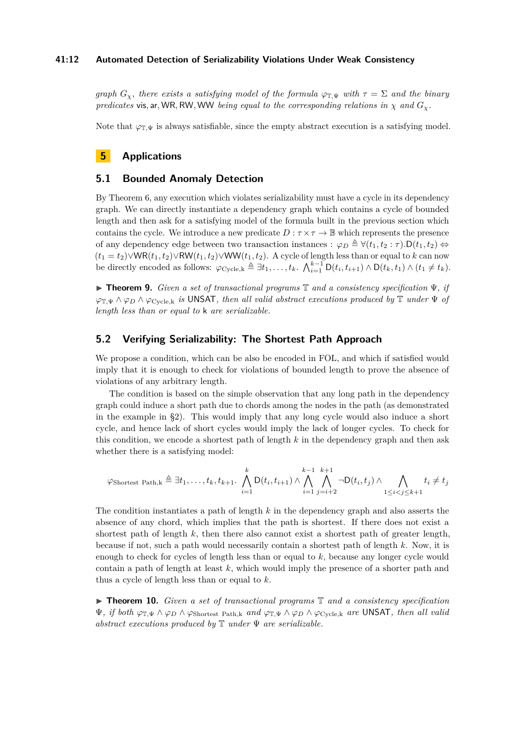*graph $G_\chi$, there exists a satisfying model of the formula $\varphi_{\mathbb{T},\Psi}$ with $\tau = \Sigma$ and the binary predicates* vis, ar, WR, RW, WW *being equal to the corresponding relations in $\chi$ and $G_\chi$.*

Note that $\varphi_{\mathbb{T},\Psi}$ is always satisfiable, since the empty abstract execution is a satisfying model.

# 5 Applications

## 5.1 Bounded Anomaly Detection

By Theorem 6, any execution which violates serializability must have a cycle in its dependency graph. We can directly instantiate a dependency graph which contains a cycle of bounded length and then ask for a satisfying model of the formula built in the previous section which contains the cycle. We introduce a new predicate $D : \tau \times \tau \rightarrow \mathbb{B}$ which represents the presence of any dependency edge between two transaction instances : $\varphi_D \triangleq \forall (t_1, t_2 : \tau).\mathsf{D}(t_1, t_2) \Leftrightarrow (t_1 = t_2) \vee \mathsf{WR}(t_1, t_2) \vee \mathsf{RW}(t_1, t_2) \vee \mathsf{WW}(t_1, t_2)$. A cycle of length less than or equal to $k$ can now be directly encoded as follows: $\varphi_{\text{Cycle,k}} \triangleq \exists t_1, \ldots, t_k.\ \bigwedge_{i=1}^{k-1} \mathsf{D}(t_i, t_{i+1}) \wedge \mathsf{D}(t_k, t_1) \wedge (t_1 \neq t_k)$.

▶ **Theorem 9.** *Given a set of transactional programs $\mathbb{T}$ and a consistency specification $\Psi$, if $\varphi_{\mathbb{T},\Psi} \wedge \varphi_D \wedge \varphi_{\text{Cycle,k}}$ is* UNSAT*, then all valid abstract executions produced by $\mathbb{T}$ under $\Psi$ of length less than or equal to* k *are serializable.*

## 5.2 Verifying Serializability: The Shortest Path Approach

We propose a condition, which can be also be encoded in FOL, and which if satisfied would imply that it is enough to check for violations of bounded length to prove the absence of violations of any arbitrary length.

The condition is based on the simple observation that any long path in the dependency graph could induce a short path due to chords among the nodes in the path (as demonstrated in the example in §2). This would imply that any long cycle would also induce a short cycle, and hence lack of short cycles would imply the lack of longer cycles. To check for this condition, we encode a shortest path of length $k$ in the dependency graph and then ask whether there is a satisfying model:

$$\varphi_{\text{Shortest Path,k}} \triangleq \exists t_1, \ldots, t_k, t_{k+1}.\ \bigwedge_{i=1}^{k} \mathsf{D}(t_i, t_{i+1}) \wedge \bigwedge_{i=1}^{k-1} \bigwedge_{j=i+2}^{k+1} \neg \mathsf{D}(t_i, t_j) \wedge \bigwedge_{1 \leq i < j \leq k+1} t_i \neq t_j$$

The condition instantiates a path of length $k$ in the dependency graph and also asserts the absence of any chord, which implies that the path is shortest. If there does not exist a shortest path of length $k$, then there also cannot exist a shortest path of greater length, because if not, such a path would necessarily contain a shortest path of length $k$. Now, it is enough to check for cycles of length less than or equal to $k$, because any longer cycle would contain a path of length at least $k$, which would imply the presence of a shorter path and thus a cycle of length less than or equal to $k$.

▶ **Theorem 10.** *Given a set of transactional programs $\mathbb{T}$ and a consistency specification $\Psi$, if both $\varphi_{\mathbb{T},\Psi} \wedge \varphi_D \wedge \varphi_{\text{Shortest Path,k}}$ and $\varphi_{\mathbb{T},\Psi} \wedge \varphi_D \wedge \varphi_{\text{Cycle,k}}$ are* UNSAT*, then all valid abstract executions produced by $\mathbb{T}$ under $\Psi$ are serializable.*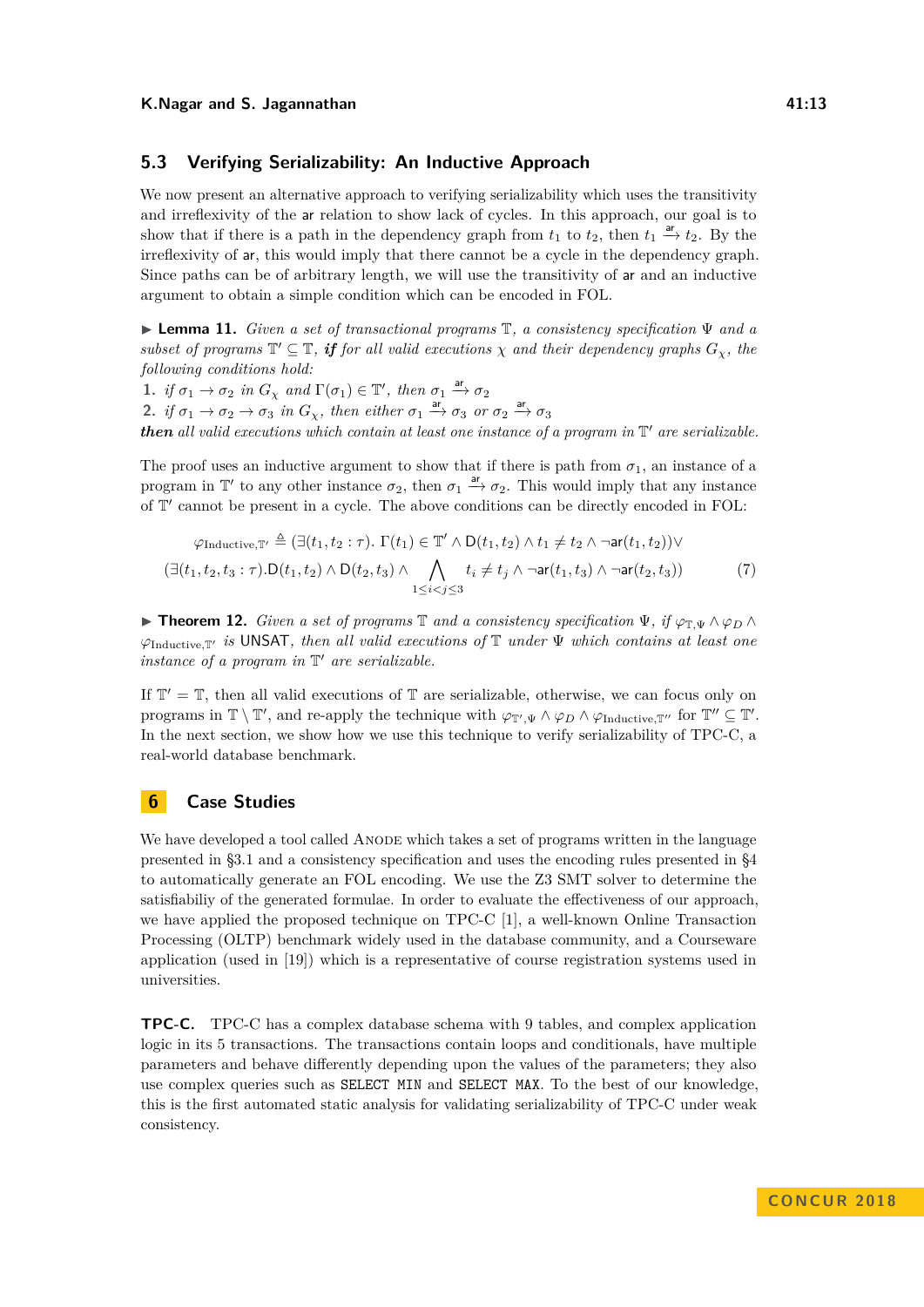## 5.3 Verifying Serializability: An Inductive Approach

We now present an alternative approach to verifying serializability which uses the transitivity and irreflexivity of the ar relation to show lack of cycles. In this approach, our goal is to show that if there is a path in the dependency graph from $t_1$ to $t_2$, then $t_1 \xrightarrow{\mathsf{ar}} t_2$. By the irreflexivity of ar, this would imply that there cannot be a cycle in the dependency graph. Since paths can be of arbitrary length, we will use the transitivity of ar and an inductive argument to obtain a simple condition which can be encoded in FOL.

▶ **Lemma 11.** *Given a set of transactional programs $\mathbb{T}$, a consistency specification $\Psi$ and a subset of programs $\mathbb{T}' \subseteq \mathbb{T}$, **if** for all valid executions $\chi$ and their dependency graphs $G_\chi$, the following conditions hold:*

1. *if $\sigma_1 \to \sigma_2$ in $G_\chi$ and $\Gamma(\sigma_1) \in \mathbb{T}'$, then $\sigma_1 \xrightarrow{\mathsf{ar}} \sigma_2$*
2. *if $\sigma_1 \to \sigma_2 \to \sigma_3$ in $G_\chi$, then either $\sigma_1 \xrightarrow{\mathsf{ar}} \sigma_3$ or $\sigma_2 \xrightarrow{\mathsf{ar}} \sigma_3$*

***then** all valid executions which contain at least one instance of a program in $\mathbb{T}'$ are serializable.*

The proof uses an inductive argument to show that if there is path from $\sigma_1$, an instance of a program in $\mathbb{T}'$ to any other instance $\sigma_2$, then $\sigma_1 \xrightarrow{\mathsf{ar}} \sigma_2$. This would imply that any instance of $\mathbb{T}'$ cannot be present in a cycle. The above conditions can be directly encoded in FOL:

$$\varphi_{\text{Inductive},\mathbb{T}'} \triangleq (\exists (t_1, t_2 : \tau).\ \Gamma(t_1) \in \mathbb{T}' \wedge \mathsf{D}(t_1, t_2) \wedge t_1 \neq t_2 \wedge \neg\mathsf{ar}(t_1, t_2)) \vee$$
$$(\exists (t_1, t_2, t_3 : \tau). \mathsf{D}(t_1, t_2) \wedge \mathsf{D}(t_2, t_3) \wedge \bigwedge_{1 \leq i < j \leq 3} t_i \neq t_j \wedge \neg\mathsf{ar}(t_1, t_3) \wedge \neg\mathsf{ar}(t_2, t_3)) \tag{7}$$

▶ **Theorem 12.** *Given a set of programs $\mathbb{T}$ and a consistency specification $\Psi$, if $\varphi_{\mathbb{T},\Psi} \wedge \varphi_D \wedge \varphi_{\text{Inductive},\mathbb{T}'}$ is* UNSAT*, then all executions of $\mathbb{T}$ under $\Psi$ which contains at least one instance of a program in $\mathbb{T}'$ are serializable.*

If $\mathbb{T}' = \mathbb{T}$, then all valid executions of $\mathbb{T}$ are serializable, otherwise, we can focus only on programs in $\mathbb{T} \setminus \mathbb{T}'$, and re-apply the technique with $\varphi_{\mathbb{T}',\Psi} \wedge \varphi_D \wedge \varphi_{\text{Inductive},\mathbb{T}''}$ for $\mathbb{T}'' \subseteq \mathbb{T}'$. In the next section, we show how we use this technique to verify serializability of TPC-C, a real-world database benchmark.

## 6 Case Studies

We have developed a tool called Anode which takes a set of programs written in the language presented in §3.1 and a consistency specification and uses the encoding rules presented in §4 to automatically generate an FOL encoding. We use the Z3 SMT solver to determine the satisfiabiliy of the generated formulae. In order to evaluate the effectiveness of our approach, we have applied the proposed technique on TPC-C [1], a well-known Online Transaction Processing (OLTP) benchmark widely used in the database community, and a Courseware application (used in [19]) which is a representative of course registration systems used in universities.

**TPC-C.** TPC-C has a complex database schema with 9 tables, and complex application logic in its 5 transactions. The transactions contain loops and conditionals, have multiple parameters and behave differently depending upon the values of the parameters; they also use complex queries such as `SELECT MIN` and `SELECT MAX`. To the best of our knowledge, this is the first automated static analysis for validating serializability of TPC-C under weak consistency.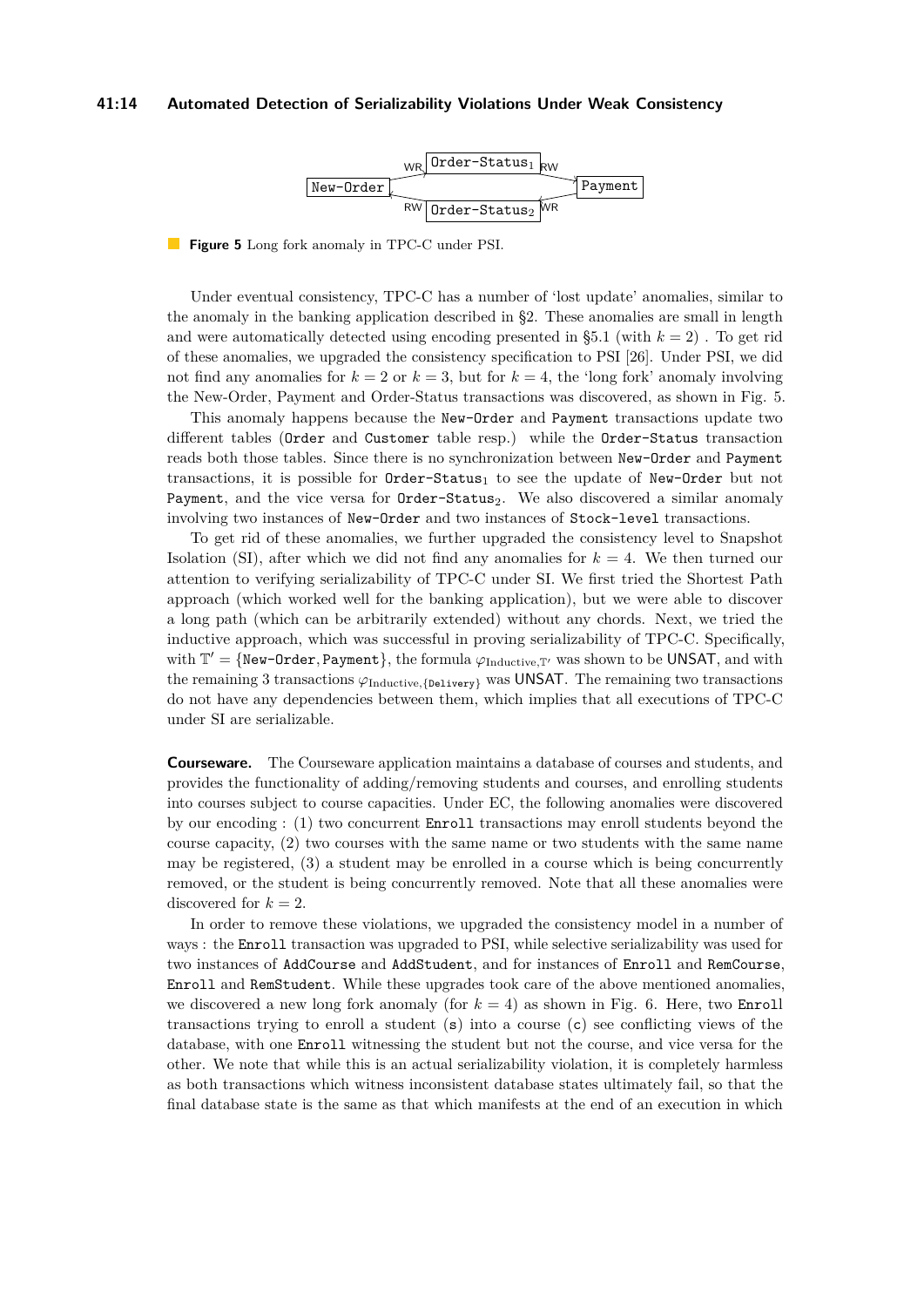**Figure 5** Long fork anomaly in TPC-C under PSI.

Under eventual consistency, TPC-C has a number of 'lost update' anomalies, similar to the anomaly in the banking application described in §2. These anomalies are small in length and were automatically detected using encoding presented in §5.1 (with $k = 2$) . To get rid of these anomalies, we upgraded the consistency specification to PSI [26]. Under PSI, we did not find any anomalies for $k = 2$ or $k = 3$, but for $k = 4$, the 'long fork' anomaly involving the New-Order, Payment and Order-Status transactions was discovered, as shown in Fig. 5.

This anomaly happens because the `New-Order` and `Payment` transactions update two different tables (`Order` and `Customer` table resp.) while the `Order-Status` transaction reads both those tables. Since there is no synchronization between `New-Order` and `Payment` transactions, it is possible for $\texttt{Order-Status}_1$ to see the update of `New-Order` but not `Payment`, and the vice versa for $\texttt{Order-Status}_2$. We also discovered a similar anomaly involving two instances of `New-Order` and two instances of `Stock-level` transactions.

To get rid of these anomalies, we further upgraded the consistency level to Snapshot Isolation (SI), after which we did not find any anomalies for $k = 4$. We then turned our attention to verifying serializability of TPC-C under SI. We first tried the Shortest Path approach (which worked well for the banking application), but we were able to discover a long path (which can be arbitrarily extended) without any chords. Next, we tried the inductive approach, which was successful in proving serializability of TPC-C. Specifically, with $\mathbb{T}' = \{\texttt{New-Order}, \texttt{Payment}\}$, the formula $\varphi_{\text{Inductive},\mathbb{T}'}$ was shown to be UNSAT, and with the remaining 3 transactions $\varphi_{\text{Inductive},\{\texttt{Delivery}\}}$ was UNSAT. The remaining two transactions do not have any dependencies between them, which implies that all executions of TPC-C under SI are serializable.

**Courseware.** The Courseware application maintains a database of courses and students, and provides the functionality of adding/removing students and courses, and enrolling students into courses subject to course capacities. Under EC, the following anomalies were discovered by our encoding : (1) two concurrent `Enroll` transactions may enroll students beyond the course capacity, (2) two courses with the same name or two students with the same name may be registered, (3) a student may be enrolled in a course which is being concurrently removed, or the student is being concurrently removed. Note that all these anomalies were discovered for $k = 2$.

In order to remove these violations, we upgraded the consistency model in a number of ways : the `Enroll` transaction was upgraded to PSI, while selective serializability was used for two instances of `AddCourse` and `AddStudent`, and for instances of `Enroll` and `RemCourse`, `Enroll` and `RemStudent`. While these upgrades took care of the above mentioned anomalies, we discovered a new long fork anomaly (for $k = 4$) as shown in Fig. 6. Here, two `Enroll` transactions trying to enroll a student (`s`) into a course (`c`) see conflicting views of the database, with one `Enroll` witnessing the student but not the course, and vice versa for the other. We note that while this is an actual serializability violation, it is completely harmless as both transactions which witness inconsistent database states ultimately fail, so that the final database state is the same as that which manifests at the end of an execution in which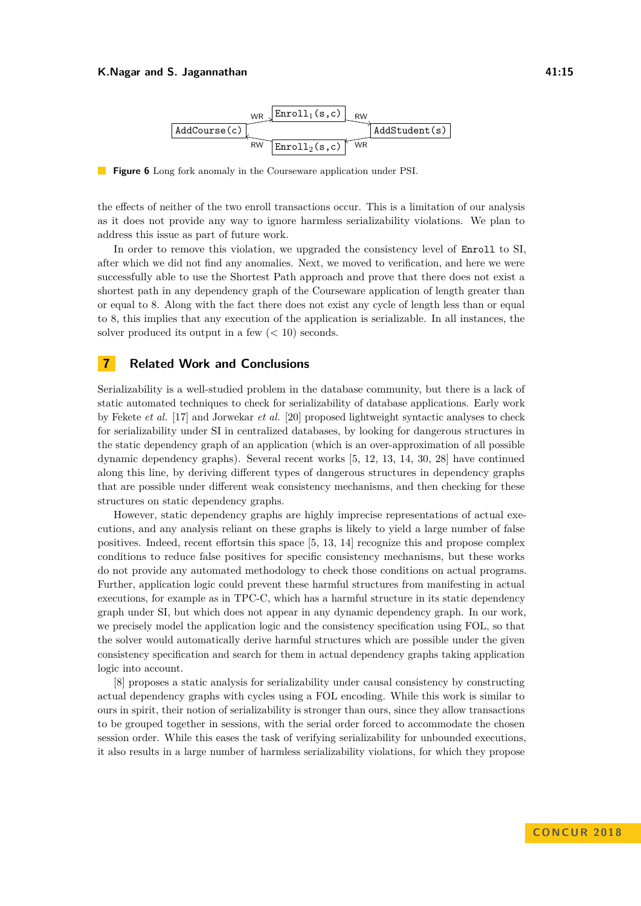**Figure 6** Long fork anomaly in the Courseware application under PSI.

the effects of neither of the two enroll transactions occur. This is a limitation of our analysis as it does not provide any way to ignore harmless serializability violations. We plan to address this issue as part of future work.

In order to remove this violation, we upgraded the consistency level of `Enroll` to SI, after which we did not find any anomalies. Next, we moved to verification, and here we were successfully able to use the Shortest Path approach and prove that there does not exist a shortest path in any dependency graph of the Courseware application of length greater than or equal to 8. Along with the fact there does not exist any cycle of length less than or equal to 8, this implies that any execution of the application is serializable. In all instances, the solver produced its output in a few ($< 10$) seconds.

## 7 Related Work and Conclusions

Serializability is a well-studied problem in the database community, but there is a lack of static automated techniques to check for serializability of database applications. Early work by Fekete *et al.* [17] and Jorwekar *et al.* [20] proposed lightweight syntactic analyses to check for serializability under SI in centralized databases, by looking for dangerous structures in the static dependency graph of an application (which is an over-approximation of all possible dynamic dependency graphs). Several recent works [5, 12, 13, 14, 30, 28] have continued along this line, by deriving different types of dangerous structures in dependency graphs that are possible under different weak consistency mechanisms, and then checking for these structures on static dependency graphs.

However, static dependency graphs are highly imprecise representations of actual executions, and any analysis reliant on these graphs is likely to yield a large number of false positives. Indeed, recent effortsin this space [5, 13, 14] recognize this and propose complex conditions to reduce false positives for specific consistency mechanisms, but these works do not provide any automated methodology to check those conditions on actual programs. Further, application logic could prevent these harmful structures from manifesting in actual executions, for example as in TPC-C, which has a harmful structure in its static dependency graph under SI, but which does not appear in any dynamic dependency graph. In our work, we precisely model the application logic and the consistency specification using FOL, so that the solver would automatically derive harmful structures which are possible under the given consistency specification and search for them in actual dependency graphs taking application logic into account.

[8] proposes a static analysis for serializability under causal consistency by constructing actual dependency graphs with cycles using a FOL encoding. While this work is similar to ours in spirit, their notion of serializability is stronger than ours, since they allow transactions to be grouped together in sessions, with the serial order forced to accommodate the chosen session order. While this eases the task of verifying serializability for unbounded executions, it also results in a large number of harmless serializability violations, for which they propose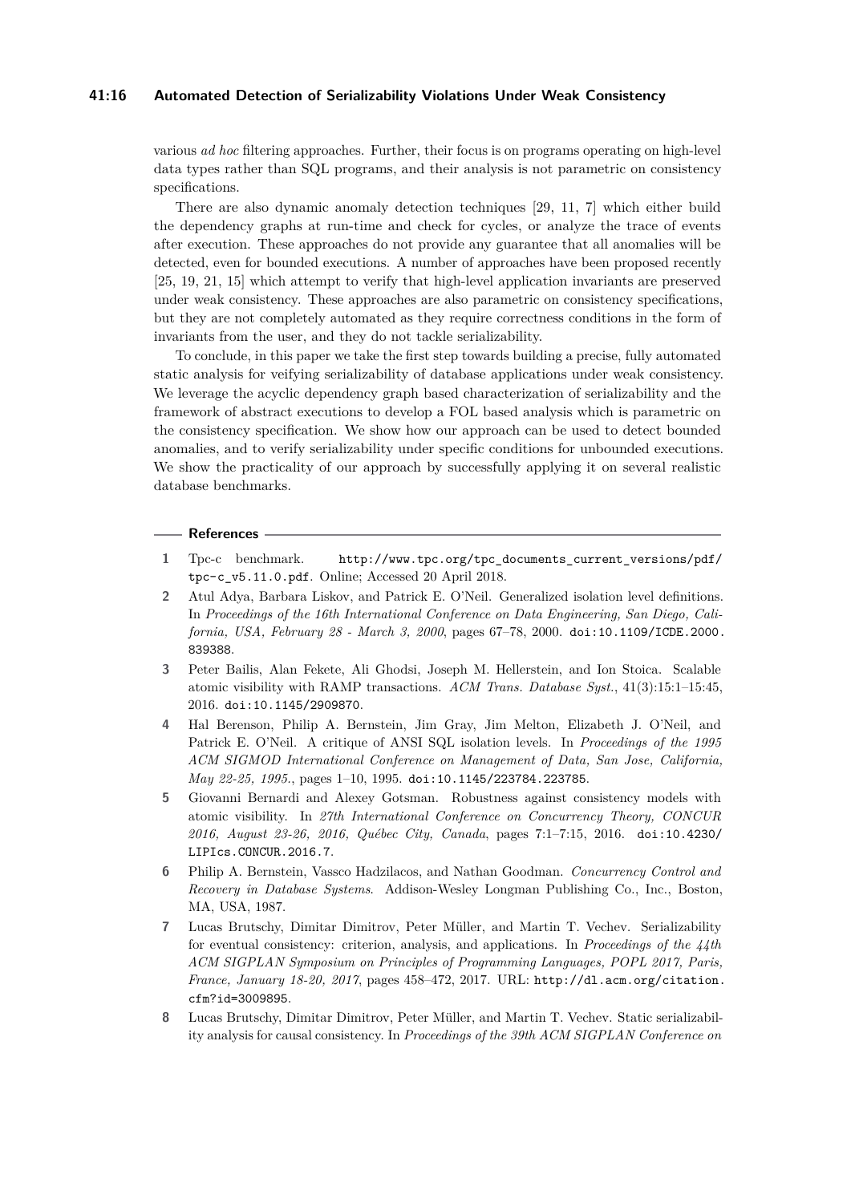various *ad hoc* filtering approaches. Further, their focus is on programs operating on high-level data types rather than SQL programs, and their analysis is not parametric on consistency specifications.

There are also dynamic anomaly detection techniques [29, 11, 7] which either build the dependency graphs at run-time and check for cycles, or analyze the trace of events after execution. These approaches do not provide any guarantee that all anomalies will be detected, even for bounded executions. A number of approaches have been proposed recently [25, 19, 21, 15] which attempt to verify that high-level application invariants are preserved under weak consistency. These approaches are also parametric on consistency specifications, but they are not completely automated as they require correctness conditions in the form of invariants from the user, and they do not tackle serializability.

To conclude, in this paper we take the first step towards building a precise, fully automated static analysis for veifying serializability of database applications under weak consistency. We leverage the acyclic dependency graph based characterization of serializability and the framework of abstract executions to develop a FOL based analysis which is parametric on the consistency specification. We show how our approach can be used to detect bounded anomalies, and to verify serializability under specific conditions for unbounded executions. We show the practicality of our approach by successfully applying it on several realistic database benchmarks.

## References

1. Tpc-c benchmark. http://www.tpc.org/tpc_documents_current_versions/pdf/tpc-c_v5.11.0.pdf. Online; Accessed 20 April 2018.
2. Atul Adya, Barbara Liskov, and Patrick E. O'Neil. Generalized isolation level definitions. In *Proceedings of the 16th International Conference on Data Engineering, San Diego, California, USA, February 28 - March 3, 2000*, pages 67–78, 2000. doi:10.1109/ICDE.2000.839388.
3. Peter Bailis, Alan Fekete, Ali Ghodsi, Joseph M. Hellerstein, and Ion Stoica. Scalable atomic visibility with RAMP transactions. *ACM Trans. Database Syst.*, 41(3):15:1–15:45, 2016. doi:10.1145/2909870.
4. Hal Berenson, Philip A. Bernstein, Jim Gray, Jim Melton, Elizabeth J. O'Neil, and Patrick E. O'Neil. A critique of ANSI SQL isolation levels. In *Proceedings of the 1995 ACM SIGMOD International Conference on Management of Data, San Jose, California, May 22-25, 1995.*, pages 1–10, 1995. doi:10.1145/223784.223785.
5. Giovanni Bernardi and Alexey Gotsman. Robustness against consistency models with atomic visibility. In *27th International Conference on Concurrency Theory, CONCUR 2016, August 23-26, 2016, Québec City, Canada*, pages 7:1–7:15, 2016. doi:10.4230/LIPIcs.CONCUR.2016.7.
6. Philip A. Bernstein, Vassco Hadzilacos, and Nathan Goodman. *Concurrency Control and Recovery in Database Systems*. Addison-Wesley Longman Publishing Co., Inc., Boston, MA, USA, 1987.
7. Lucas Brutschy, Dimitar Dimitrov, Peter Müller, and Martin T. Vechev. Serializability for eventual consistency: criterion, analysis, and applications. In *Proceedings of the 44th ACM SIGPLAN Symposium on Principles of Programming Languages, POPL 2017, Paris, France, January 18-20, 2017*, pages 458–472, 2017. URL: http://dl.acm.org/citation.cfm?id=3009895.
8. Lucas Brutschy, Dimitar Dimitrov, Peter Müller, and Martin T. Vechev. Static serializability analysis for causal consistency. In *Proceedings of the 39th ACM SIGPLAN Conference on*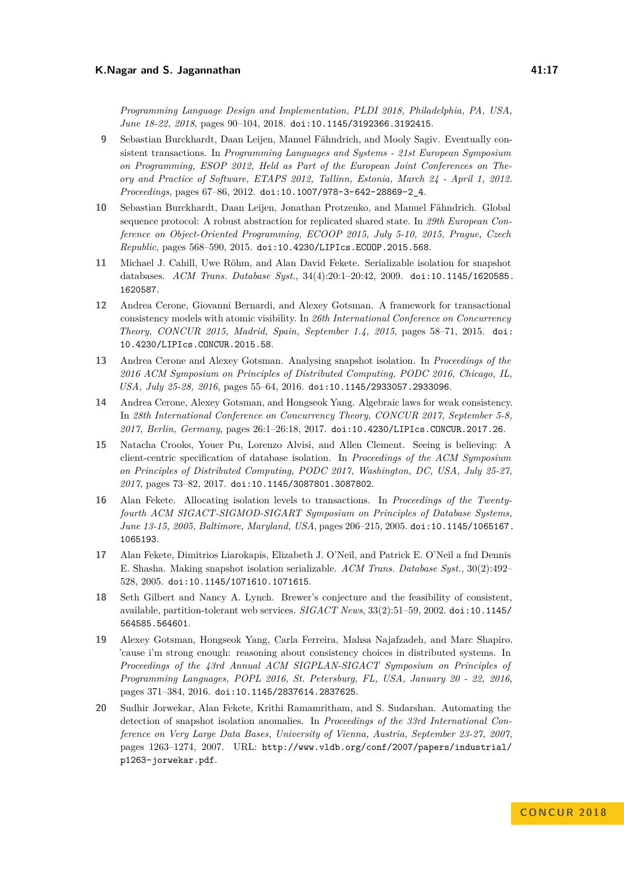*Programming Language Design and Implementation, PLDI 2018, Philadelphia, PA, USA, June 18-22, 2018*, pages 90–104, 2018. doi:10.1145/3192366.3192415.

9. Sebastian Burckhardt, Daan Leijen, Manuel Fähndrich, and Mooly Sagiv. Eventually consistent transactions. In *Programming Languages and Systems - 21st European Symposium on Programming, ESOP 2012, Held as Part of the European Joint Conferences on Theory and Practice of Software, ETAPS 2012, Tallinn, Estonia, March 24 - April 1, 2012. Proceedings*, pages 67–86, 2012. doi:10.1007/978-3-642-28869-2_4.

10. Sebastian Burckhardt, Daan Leijen, Jonathan Protzenko, and Manuel Fähndrich. Global sequence protocol: A robust abstraction for replicated shared state. In *29th European Conference on Object-Oriented Programming, ECOOP 2015, July 5-10, 2015, Prague, Czech Republic*, pages 568–590, 2015. doi:10.4230/LIPIcs.ECOOP.2015.568.

11. Michael J. Cahill, Uwe Röhm, and Alan David Fekete. Serializable isolation for snapshot databases. *ACM Trans. Database Syst.*, 34(4):20:1–20:42, 2009. doi:10.1145/1620585.1620587.

12. Andrea Cerone, Giovanni Bernardi, and Alexey Gotsman. A framework for transactional consistency models with atomic visibility. In *26th International Conference on Concurrency Theory, CONCUR 2015, Madrid, Spain, September 1.4, 2015*, pages 58–71, 2015. doi:10.4230/LIPIcs.CONCUR.2015.58.

13. Andrea Cerone and Alexey Gotsman. Analysing snapshot isolation. In *Proceedings of the 2016 ACM Symposium on Principles of Distributed Computing, PODC 2016, Chicago, IL, USA, July 25-28, 2016*, pages 55–64, 2016. doi:10.1145/2933057.2933096.

14. Andrea Cerone, Alexey Gotsman, and Hongseok Yang. Algebraic laws for weak consistency. In *28th International Conference on Concurrency Theory, CONCUR 2017, September 5-8, 2017, Berlin, Germany*, pages 26:1–26:18, 2017. doi:10.4230/LIPIcs.CONCUR.2017.26.

15. Natacha Crooks, Youer Pu, Lorenzo Alvisi, and Allen Clement. Seeing is believing: A client-centric specification of database isolation. In *Proceedings of the ACM Symposium on Principles of Distributed Computing, PODC 2017, Washington, DC, USA, July 25-27, 2017*, pages 73–82, 2017. doi:10.1145/3087801.3087802.

16. Alan Fekete. Allocating isolation levels to transactions. In *Proceedings of the Twenty-fourth ACM SIGACT-SIGMOD-SIGART Symposium on Principles of Database Systems, June 13-15, 2005, Baltimore, Maryland, USA*, pages 206–215, 2005. doi:10.1145/1065167.1065193.

17. Alan Fekete, Dimitrios Liarokapis, Elizabeth J. O'Neil, and Patrick E. O'Neil a fnd Dennis E. Shasha. Making snapshot isolation serializable. *ACM Trans. Database Syst.*, 30(2):492–528, 2005. doi:10.1145/1071610.1071615.

18. Seth Gilbert and Nancy A. Lynch. Brewer's conjecture and the feasibility of consistent, available, partition-tolerant web services. *SIGACT News*, 33(2):51–59, 2002. doi:10.1145/564585.564601.

19. Alexey Gotsman, Hongseok Yang, Carla Ferreira, Mahsa Najafzadeh, and Marc Shapiro. 'cause i'm strong enough: reasoning about consistency choices in distributed systems. In *Proceedings of the 43rd Annual ACM SIGPLAN-SIGACT Symposium on Principles of Programming Languages, POPL 2016, St. Petersburg, FL, USA, January 20 - 22, 2016*, pages 371–384, 2016. doi:10.1145/2837614.2837625.

20. Sudhir Jorwekar, Alan Fekete, Krithi Ramamritham, and S. Sudarshan. Automating the detection of snapshot isolation anomalies. In *Proceedings of the 33rd International Conference on Very Large Data Bases, University of Vienna, Austria, September 23-27, 2007*, pages 1263–1274, 2007. URL: http://www.vldb.org/conf/2007/papers/industrial/p1263-jorwekar.pdf.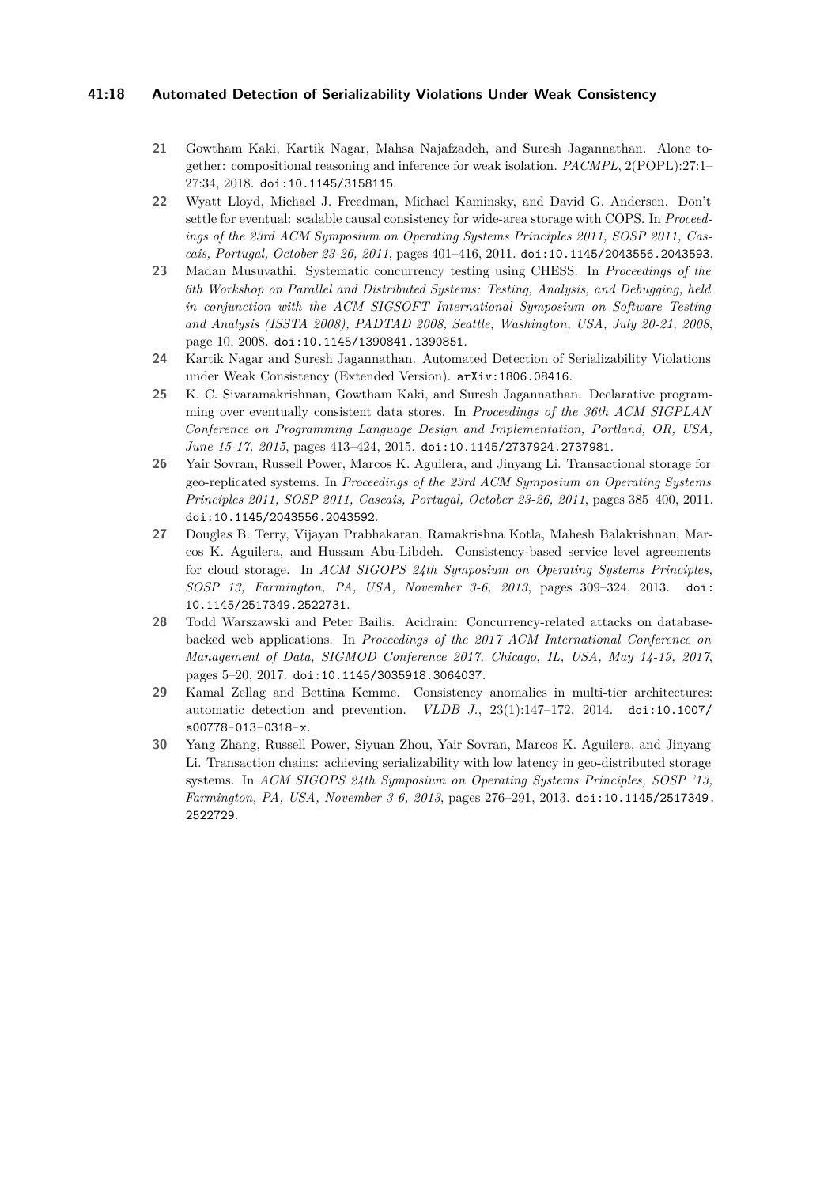21 Gowtham Kaki, Kartik Nagar, Mahsa Najafzadeh, and Suresh Jagannathan. Alone together: compositional reasoning and inference for weak isolation. *PACMPL*, 2(POPL):27:1–27:34, 2018. doi:10.1145/3158115.

22 Wyatt Lloyd, Michael J. Freedman, Michael Kaminsky, and David G. Andersen. Don't settle for eventual: scalable causal consistency for wide-area storage with COPS. In *Proceedings of the 23rd ACM Symposium on Operating Systems Principles 2011, SOSP 2011, Cascais, Portugal, October 23-26, 2011*, pages 401–416, 2011. doi:10.1145/2043556.2043593.

23 Madan Musuvathi. Systematic concurrency testing using CHESS. In *Proceedings of the 6th Workshop on Parallel and Distributed Systems: Testing, Analysis, and Debugging, held in conjunction with the ACM SIGSOFT International Symposium on Software Testing and Analysis (ISSTA 2008), PADTAD 2008, Seattle, Washington, USA, July 20-21, 2008*, page 10, 2008. doi:10.1145/1390841.1390851.

24 Kartik Nagar and Suresh Jagannathan. Automated Detection of Serializability Violations under Weak Consistency (Extended Version). arXiv:1806.08416.

25 K. C. Sivaramakrishnan, Gowtham Kaki, and Suresh Jagannathan. Declarative programming over eventually consistent data stores. In *Proceedings of the 36th ACM SIGPLAN Conference on Programming Language Design and Implementation, Portland, OR, USA, June 15-17, 2015*, pages 413–424, 2015. doi:10.1145/2737924.2737981.

26 Yair Sovran, Russell Power, Marcos K. Aguilera, and Jinyang Li. Transactional storage for geo-replicated systems. In *Proceedings of the 23rd ACM Symposium on Operating Systems Principles 2011, SOSP 2011, Cascais, Portugal, October 23-26, 2011*, pages 385–400, 2011. doi:10.1145/2043556.2043592.

27 Douglas B. Terry, Vijayan Prabhakaran, Ramakrishna Kotla, Mahesh Balakrishnan, Marcos K. Aguilera, and Hussam Abu-Libdeh. Consistency-based service level agreements for cloud storage. In *ACM SIGOPS 24th Symposium on Operating Systems Principles, SOSP 13, Farmington, PA, USA, November 3-6, 2013*, pages 309–324, 2013. doi:10.1145/2517349.2522731.

28 Todd Warszawski and Peter Bailis. Acidrain: Concurrency-related attacks on database-backed web applications. In *Proceedings of the 2017 ACM International Conference on Management of Data, SIGMOD Conference 2017, Chicago, IL, USA, May 14-19, 2017*, pages 5–20, 2017. doi:10.1145/3035918.3064037.

29 Kamal Zellag and Bettina Kemme. Consistency anomalies in multi-tier architectures: automatic detection and prevention. *VLDB J.*, 23(1):147–172, 2014. doi:10.1007/s00778-013-0318-x.

30 Yang Zhang, Russell Power, Siyuan Zhou, Yair Sovran, Marcos K. Aguilera, and Jinyang Li. Transaction chains: achieving serializability with low latency in geo-distributed storage systems. In *ACM SIGOPS 24th Symposium on Operating Systems Principles, SOSP '13, Farmington, PA, USA, November 3-6, 2013*, pages 276–291, 2013. doi:10.1145/2517349.2522729.